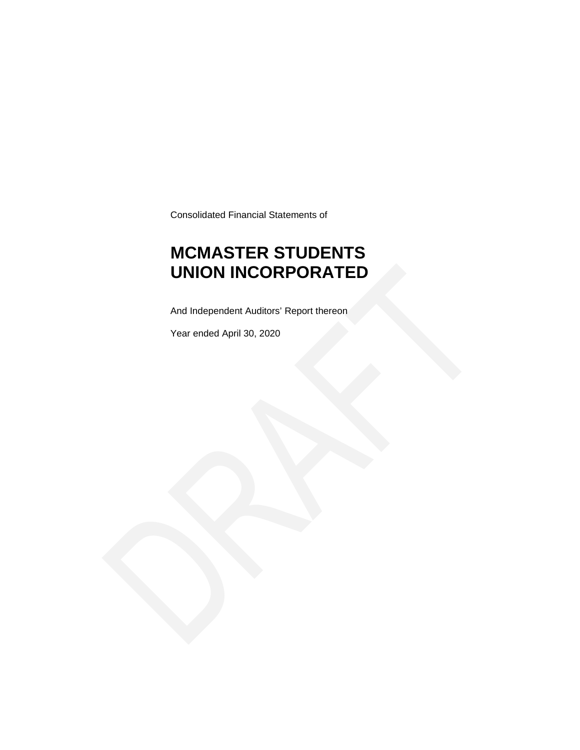Consolidated Financial Statements of

# MCMASTER STUDENTS UNION INCORPORATED

And Independent Auditors' Report thereon

Year ended April 30, 2020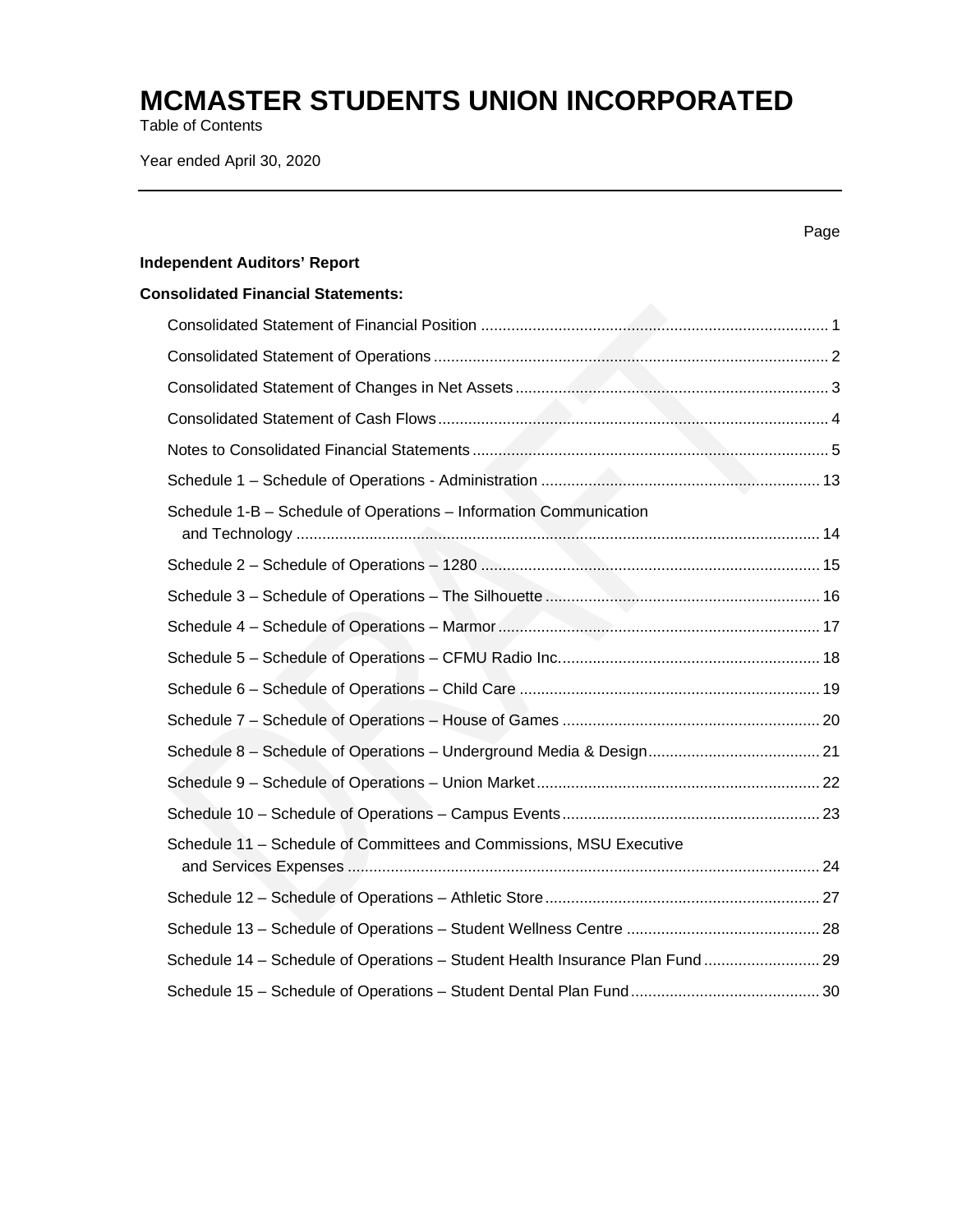# MCMASTER STUDENTS UNION INCORPORATED

Table of Contents

Year ended April 30, 2020

| | Page |
|---|---|
| **Independent Auditors' Report** | |
| **Consolidated Financial Statements:** | |
| Consolidated Statement of Financial Position | 1 |
| Consolidated Statement of Operations | 2 |
| Consolidated Statement of Changes in Net Assets | 3 |
| Consolidated Statement of Cash Flows | 4 |
| Notes to Consolidated Financial Statements | 5 |
| Schedule 1 – Schedule of Operations - Administration | 13 |
| Schedule 1-B – Schedule of Operations – Information Communication and Technology | 14 |
| Schedule 2 – Schedule of Operations – 1280 | 15 |
| Schedule 3 – Schedule of Operations – The Silhouette | 16 |
| Schedule 4 – Schedule of Operations – Marmor | 17 |
| Schedule 5 – Schedule of Operations – CFMU Radio Inc. | 18 |
| Schedule 6 – Schedule of Operations – Child Care | 19 |
| Schedule 7 – Schedule of Operations – House of Games | 20 |
| Schedule 8 – Schedule of Operations – Underground Media & Design | 21 |
| Schedule 9 – Schedule of Operations – Union Market | 22 |
| Schedule 10 – Schedule of Operations – Campus Events | 23 |
| Schedule 11 – Schedule of Committees and Commissions, MSU Executive and Services Expenses | 24 |
| Schedule 12 – Schedule of Operations – Athletic Store | 27 |
| Schedule 13 – Schedule of Operations – Student Wellness Centre | 28 |
| Schedule 14 – Schedule of Operations – Student Health Insurance Plan Fund | 29 |
| Schedule 15 – Schedule of Operations – Student Dental Plan Fund | 30 |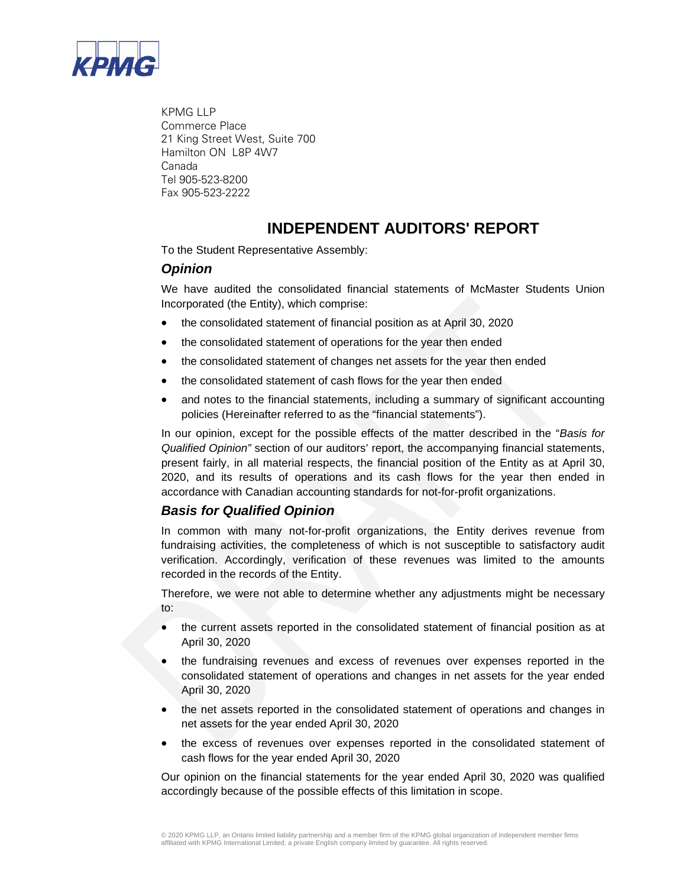KPMG LLP
Commerce Place
21 King Street West, Suite 700
Hamilton ON L8P 4W7
Canada
Tel 905-523-8200
Fax 905-523-2222

# INDEPENDENT AUDITORS' REPORT

To the Student Representative Assembly:

## *Opinion*

We have audited the consolidated financial statements of McMaster Students Union Incorporated (the Entity), which comprise:

- the consolidated statement of financial position as at April 30, 2020
- the consolidated statement of operations for the year then ended
- the consolidated statement of changes net assets for the year then ended
- the consolidated statement of cash flows for the year then ended
- and notes to the financial statements, including a summary of significant accounting policies (Hereinafter referred to as the "financial statements").

In our opinion, except for the possible effects of the matter described in the "*Basis for Qualified Opinion"* section of our auditors' report, the accompanying financial statements, present fairly, in all material respects, the financial position of the Entity as at April 30, 2020, and its results of operations and its cash flows for the year then ended in accordance with Canadian accounting standards for not-for-profit organizations.

## *Basis for Qualified Opinion*

In common with many not-for-profit organizations, the Entity derives revenue from fundraising activities, the completeness of which is not susceptible to satisfactory audit verification. Accordingly, verification of these revenues was limited to the amounts recorded in the records of the Entity.

Therefore, we were not able to determine whether any adjustments might be necessary to:

- the current assets reported in the consolidated statement of financial position as at April 30, 2020
- the fundraising revenues and excess of revenues over expenses reported in the consolidated statement of operations and changes in net assets for the year ended April 30, 2020
- the net assets reported in the consolidated statement of operations and changes in net assets for the year ended April 30, 2020
- the excess of revenues over expenses reported in the consolidated statement of cash flows for the year ended April 30, 2020

Our opinion on the financial statements for the year ended April 30, 2020 was qualified accordingly because of the possible effects of this limitation in scope.

© 2020 KPMG LLP, an Ontario limited liability partnership and a member firm of the KPMG global organization of independent member firms affiliated with KPMG International Limited, a private English company limited by guarantee. All rights reserved.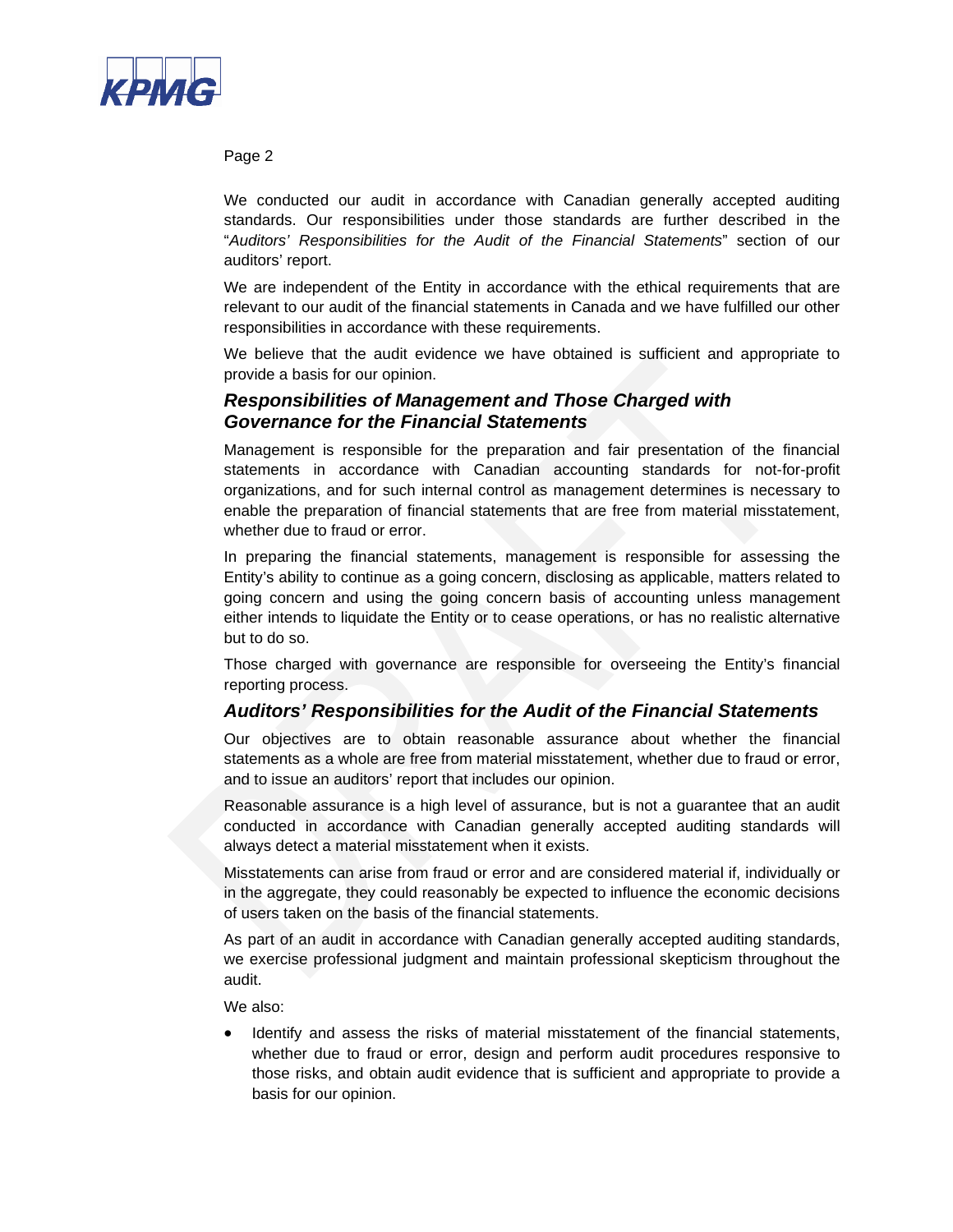We conducted our audit in accordance with Canadian generally accepted auditing standards. Our responsibilities under those standards are further described in the "*Auditors' Responsibilities for the Audit of the Financial Statements*" section of our auditors' report.

We are independent of the Entity in accordance with the ethical requirements that are relevant to our audit of the financial statements in Canada and we have fulfilled our other responsibilities in accordance with these requirements.

We believe that the audit evidence we have obtained is sufficient and appropriate to provide a basis for our opinion.

### *Responsibilities of Management and Those Charged with Governance for the Financial Statements*

Management is responsible for the preparation and fair presentation of the financial statements in accordance with Canadian accounting standards for not-for-profit organizations, and for such internal control as management determines is necessary to enable the preparation of financial statements that are free from material misstatement, whether due to fraud or error.

In preparing the financial statements, management is responsible for assessing the Entity's ability to continue as a going concern, disclosing as applicable, matters related to going concern and using the going concern basis of accounting unless management either intends to liquidate the Entity or to cease operations, or has no realistic alternative but to do so.

Those charged with governance are responsible for overseeing the Entity's financial reporting process.

### *Auditors' Responsibilities for the Audit of the Financial Statements*

Our objectives are to obtain reasonable assurance about whether the financial statements as a whole are free from material misstatement, whether due to fraud or error, and to issue an auditors' report that includes our opinion.

Reasonable assurance is a high level of assurance, but is not a guarantee that an audit conducted in accordance with Canadian generally accepted auditing standards will always detect a material misstatement when it exists.

Misstatements can arise from fraud or error and are considered material if, individually or in the aggregate, they could reasonably be expected to influence the economic decisions of users taken on the basis of the financial statements.

As part of an audit in accordance with Canadian generally accepted auditing standards, we exercise professional judgment and maintain professional skepticism throughout the audit.

We also:

- Identify and assess the risks of material misstatement of the financial statements, whether due to fraud or error, design and perform audit procedures responsive to those risks, and obtain audit evidence that is sufficient and appropriate to provide a basis for our opinion.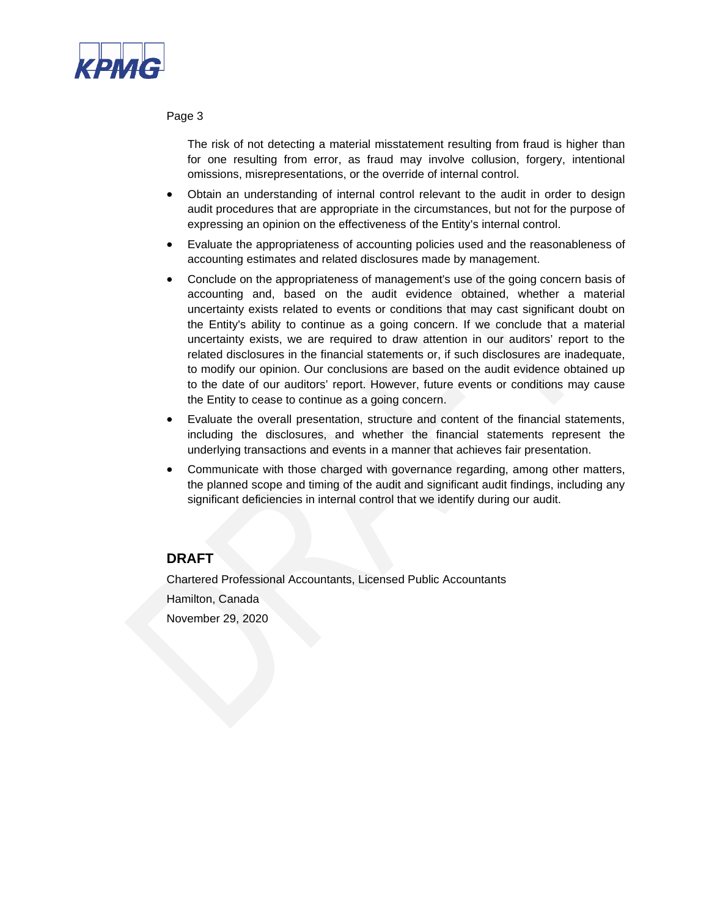The risk of not detecting a material misstatement resulting from fraud is higher than for one resulting from error, as fraud may involve collusion, forgery, intentional omissions, misrepresentations, or the override of internal control.

- Obtain an understanding of internal control relevant to the audit in order to design audit procedures that are appropriate in the circumstances, but not for the purpose of expressing an opinion on the effectiveness of the Entity's internal control.
- Evaluate the appropriateness of accounting policies used and the reasonableness of accounting estimates and related disclosures made by management.
- Conclude on the appropriateness of management's use of the going concern basis of accounting and, based on the audit evidence obtained, whether a material uncertainty exists related to events or conditions that may cast significant doubt on the Entity's ability to continue as a going concern. If we conclude that a material uncertainty exists, we are required to draw attention in our auditors' report to the related disclosures in the financial statements or, if such disclosures are inadequate, to modify our opinion. Our conclusions are based on the audit evidence obtained up to the date of our auditors' report. However, future events or conditions may cause the Entity to cease to continue as a going concern.
- Evaluate the overall presentation, structure and content of the financial statements, including the disclosures, and whether the financial statements represent the underlying transactions and events in a manner that achieves fair presentation.
- Communicate with those charged with governance regarding, among other matters, the planned scope and timing of the audit and significant audit findings, including any significant deficiencies in internal control that we identify during our audit.

**DRAFT**

Chartered Professional Accountants, Licensed Public Accountants

Hamilton, Canada

November 29, 2020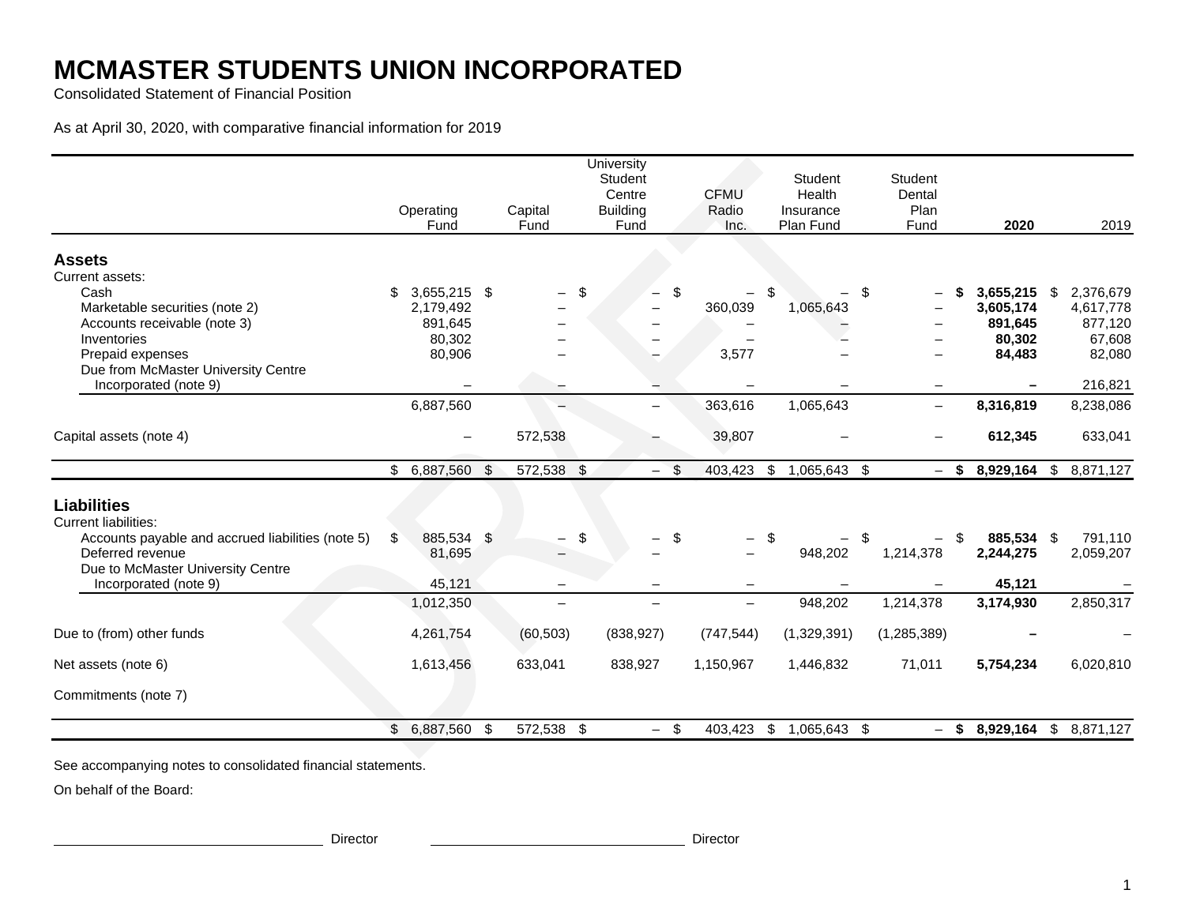# MCMASTER STUDENTS UNION INCORPORATED

Consolidated Statement of Financial Position

As at April 30, 2020, with comparative financial information for 2019

| | Operating Fund | Capital Fund | University Student Centre Building Fund | CFMU Radio Inc. | Student Health Insurance Plan Fund | Student Dental Plan Fund | **2020** | 2019 |
|---|---|---|---|---|---|---|---|---|
| **Assets** | | | | | | | | |
| Current assets: | | | | | | | | |
| Cash | $ 3,655,215 | $ – | $ – | $ – | $ – | $ – | **$ 3,655,215** | $ 2,376,679 |
| Marketable securities (note 2) | 2,179,492 | – | – | 360,039 | 1,065,643 | – | **3,605,174** | 4,617,778 |
| Accounts receivable (note 3) | 891,645 | – | – | – | – | – | **891,645** | 877,120 |
| Inventories | 80,302 | – | – | – | – | – | **80,302** | 67,608 |
| Prepaid expenses | 80,906 | – | – | 3,577 | – | – | **84,483** | 82,080 |
| Due from McMaster University Centre Incorporated (note 9) | – | – | – | – | – | – | **–** | 216,821 |
| | 6,887,560 | – | – | 363,616 | 1,065,643 | – | **8,316,819** | 8,238,086 |
| Capital assets (note 4) | – | 572,538 | – | 39,807 | – | – | **612,345** | 633,041 |
| | $ 6,887,560 | $ 572,538 | $ – | $ 403,423 | $ 1,065,643 | $ – | **$ 8,929,164** | $ 8,871,127 |
| **Liabilities** | | | | | | | | |
| Current liabilities: | | | | | | | | |
| Accounts payable and accrued liabilities (note 5) | $ 885,534 | $ – | $ – | $ – | $ – | $ – | **$ 885,534** | $ 791,110 |
| Deferred revenue | 81,695 | – | – | – | 948,202 | 1,214,378 | **2,244,275** | 2,059,207 |
| Due to McMaster University Centre Incorporated (note 9) | 45,121 | – | – | – | – | – | **45,121** | – |
| | 1,012,350 | – | – | – | 948,202 | 1,214,378 | **3,174,930** | 2,850,317 |
| Due to (from) other funds | 4,261,754 | (60,503) | (838,927) | (747,544) | (1,329,391) | (1,285,389) | **–** | – |
| Net assets (note 6) | 1,613,456 | 633,041 | 838,927 | 1,150,967 | 1,446,832 | 71,011 | **5,754,234** | 6,020,810 |
| Commitments (note 7) | | | | | | | | |
| | $ 6,887,560 | $ 572,538 | $ – | $ 403,423 | $ 1,065,643 | $ – | **$ 8,929,164** | $ 8,871,127 |

See accompanying notes to consolidated financial statements.

On behalf of the Board:

\_\_\_\_\_\_\_\_\_\_\_\_\_\_\_\_\_\_\_\_\_\_\_\_\_\_\_\_ Director

\_\_\_\_\_\_\_\_\_\_\_\_\_\_\_\_\_\_\_\_\_\_\_\_\_\_\_\_ Director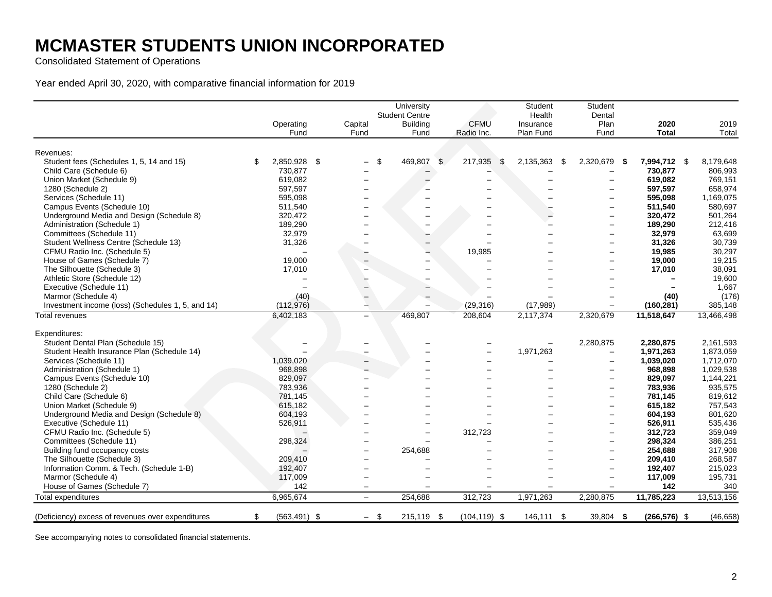# MCMASTER STUDENTS UNION INCORPORATED

Consolidated Statement of Operations

Year ended April 30, 2020, with comparative financial information for 2019

| | Operating Fund | Capital Fund | University Student Centre Building Fund | CFMU Radio Inc. | Student Health Insurance Plan Fund | Student Dental Plan Fund | **2020 Total** | 2019 Total |
|---|---|---|---|---|---|---|---|---|
| Revenues: | | | | | | | | |
| Student fees (Schedules 1, 5, 14 and 15) | $ 2,850,928 | $ – | $ 469,807 | $ 217,935 | $ 2,135,363 | $ 2,320,679 | **$ 7,994,712** | $ 8,179,648 |
| Child Care (Schedule 6) | 730,877 | – | – | – | – | – | **730,877** | 806,993 |
| Union Market (Schedule 9) | 619,082 | – | – | – | – | – | **619,082** | 769,151 |
| 1280 (Schedule 2) | 597,597 | – | – | – | – | – | **597,597** | 658,974 |
| Services (Schedule 11) | 595,098 | – | – | – | – | – | **595,098** | 1,169,075 |
| Campus Events (Schedule 10) | 511,540 | – | – | – | – | – | **511,540** | 580,697 |
| Underground Media and Design (Schedule 8) | 320,472 | – | – | – | – | – | **320,472** | 501,264 |
| Administration (Schedule 1) | 189,290 | – | – | – | – | – | **189,290** | 212,416 |
| Committees (Schedule 11) | 32,979 | – | – | – | – | – | **32,979** | 63,699 |
| Student Wellness Centre (Schedule 13) | 31,326 | – | – | – | – | – | **31,326** | 30,739 |
| CFMU Radio Inc. (Schedule 5) | – | – | – | 19,985 | – | – | **19,985** | 30,297 |
| House of Games (Schedule 7) | 19,000 | – | – | – | – | – | **19,000** | 19,215 |
| The Silhouette (Schedule 3) | 17,010 | – | – | – | – | – | **17,010** | 38,091 |
| Athletic Store (Schedule 12) | – | – | – | – | – | – | **–** | 19,600 |
| Executive (Schedule 11) | – | – | – | – | – | – | **–** | 1,667 |
| Marmor (Schedule 4) | (40) | – | – | – | – | – | **(40)** | (176) |
| Investment income (loss) (Schedules 1, 5, and 14) | (112,976) | – | – | (29,316) | (17,989) | – | **(160,281)** | 385,148 |
| Total revenues | 6,402,183 | – | 469,807 | 208,604 | 2,117,374 | 2,320,679 | **11,518,647** | 13,466,498 |
| Expenditures: | | | | | | | | |
| Student Dental Plan (Schedule 15) | – | – | – | – | – | 2,280,875 | **2,280,875** | 2,161,593 |
| Student Health Insurance Plan (Schedule 14) | – | – | – | – | 1,971,263 | – | **1,971,263** | 1,873,059 |
| Services (Schedule 11) | 1,039,020 | – | – | – | – | – | **1,039,020** | 1,712,070 |
| Administration (Schedule 1) | 968,898 | – | – | – | – | – | **968,898** | 1,029,538 |
| Campus Events (Schedule 10) | 829,097 | – | – | – | – | – | **829,097** | 1,144,221 |
| 1280 (Schedule 2) | 783,936 | – | – | – | – | – | **783,936** | 935,575 |
| Child Care (Schedule 6) | 781,145 | – | – | – | – | – | **781,145** | 819,612 |
| Union Market (Schedule 9) | 615,182 | – | – | – | – | – | **615,182** | 757,543 |
| Underground Media and Design (Schedule 8) | 604,193 | – | – | – | – | – | **604,193** | 801,620 |
| Executive (Schedule 11) | 526,911 | – | – | – | – | – | **526,911** | 535,436 |
| CFMU Radio Inc. (Schedule 5) | – | – | – | 312,723 | – | – | **312,723** | 359,049 |
| Committees (Schedule 11) | 298,324 | – | – | – | – | – | **298,324** | 386,251 |
| Building fund occupancy costs | – | – | 254,688 | – | – | – | **254,688** | 317,908 |
| The Silhouette (Schedule 3) | 209,410 | – | – | – | – | – | **209,410** | 268,587 |
| Information Comm. & Tech. (Schedule 1-B) | 192,407 | – | – | – | – | – | **192,407** | 215,023 |
| Marmor (Schedule 4) | 117,009 | – | – | – | – | – | **117,009** | 195,731 |
| House of Games (Schedule 7) | 142 | – | – | – | – | – | **142** | 340 |
| Total expenditures | 6,965,674 | – | 254,688 | 312,723 | 1,971,263 | 2,280,875 | **11,785,223** | 13,513,156 |
| (Deficiency) excess of revenues over expenditures | $ (563,491) | $ – | $ 215,119 | $ (104,119) | $ 146,111 | $ 39,804 | **$ (266,576)** | $ (46,658) |

See accompanying notes to consolidated financial statements.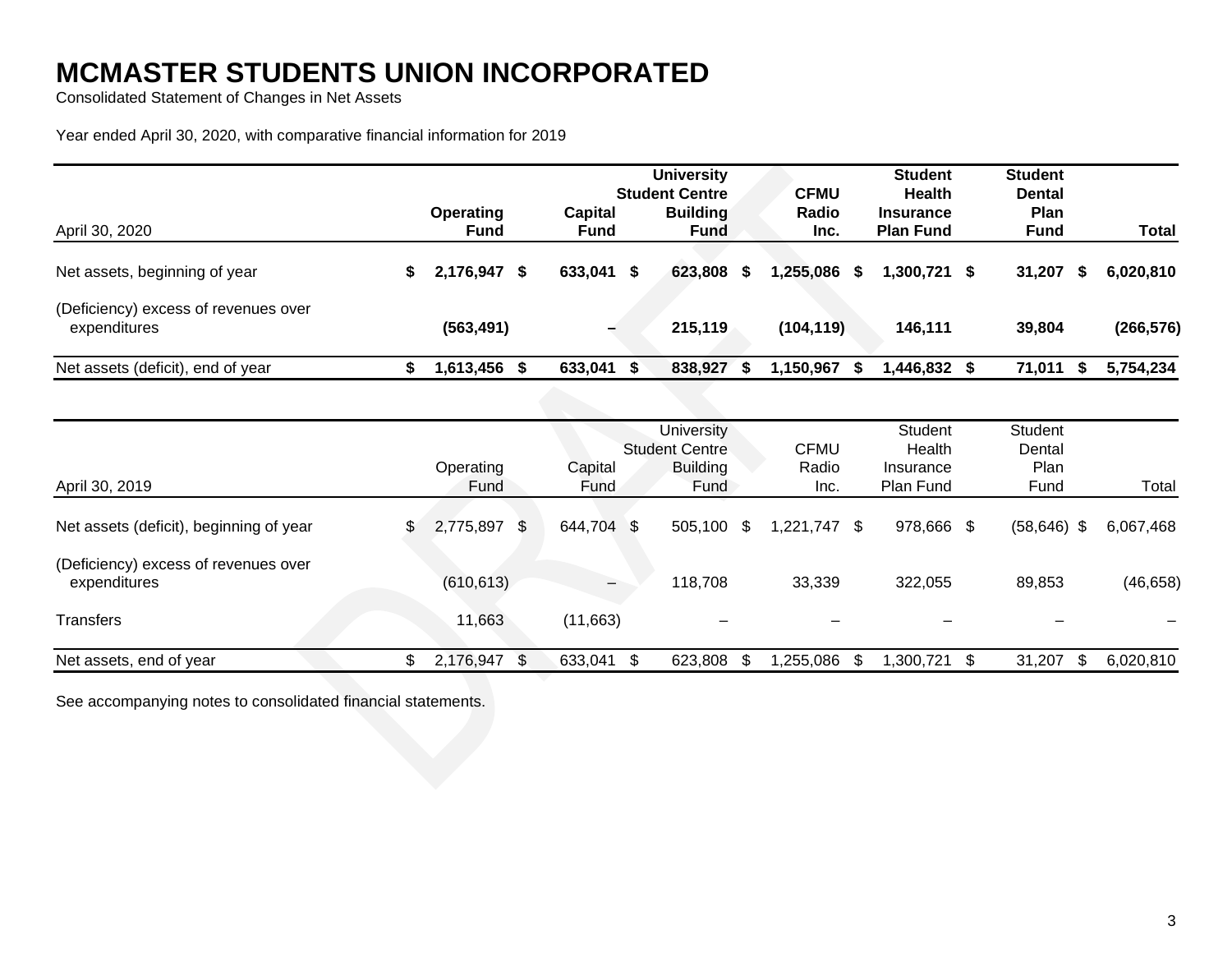# MCMASTER STUDENTS UNION INCORPORATED

Consolidated Statement of Changes in Net Assets

Year ended April 30, 2020, with comparative financial information for 2019

| April 30, 2020 | Operating Fund | Capital Fund | University Student Centre Building Fund | CFMU Radio Inc. | Student Health Insurance Plan Fund | Student Dental Plan Fund | Total |
|---|---|---|---|---|---|---|---|
| Net assets, beginning of year | $ 2,176,947 | $ 633,041 | $ 623,808 | $ 1,255,086 | $ 1,300,721 | $ 31,207 | $ 6,020,810 |
| (Deficiency) excess of revenues over expenditures | (563,491) | – | 215,119 | (104,119) | 146,111 | 39,804 | (266,576) |
| Net assets (deficit), end of year | $ 1,613,456 | $ 633,041 | $ 838,927 | $ 1,150,967 | $ 1,446,832 | $ 71,011 | $ 5,754,234 |

| April 30, 2019 | Operating Fund | Capital Fund | University Student Centre Building Fund | CFMU Radio Inc. | Student Health Insurance Plan Fund | Student Dental Plan Fund | Total |
|---|---|---|---|---|---|---|---|
| Net assets (deficit), beginning of year | $ 2,775,897 | $ 644,704 | $ 505,100 | $ 1,221,747 | $ 978,666 | $ (58,646) | $ 6,067,468 |
| (Deficiency) excess of revenues over expenditures | (610,613) | – | 118,708 | 33,339 | 322,055 | 89,853 | (46,658) |
| Transfers | 11,663 | (11,663) | – | – | – | – | – |
| Net assets, end of year | $ 2,176,947 | $ 633,041 | $ 623,808 | $ 1,255,086 | $ 1,300,721 | $ 31,207 | $ 6,020,810 |

See accompanying notes to consolidated financial statements.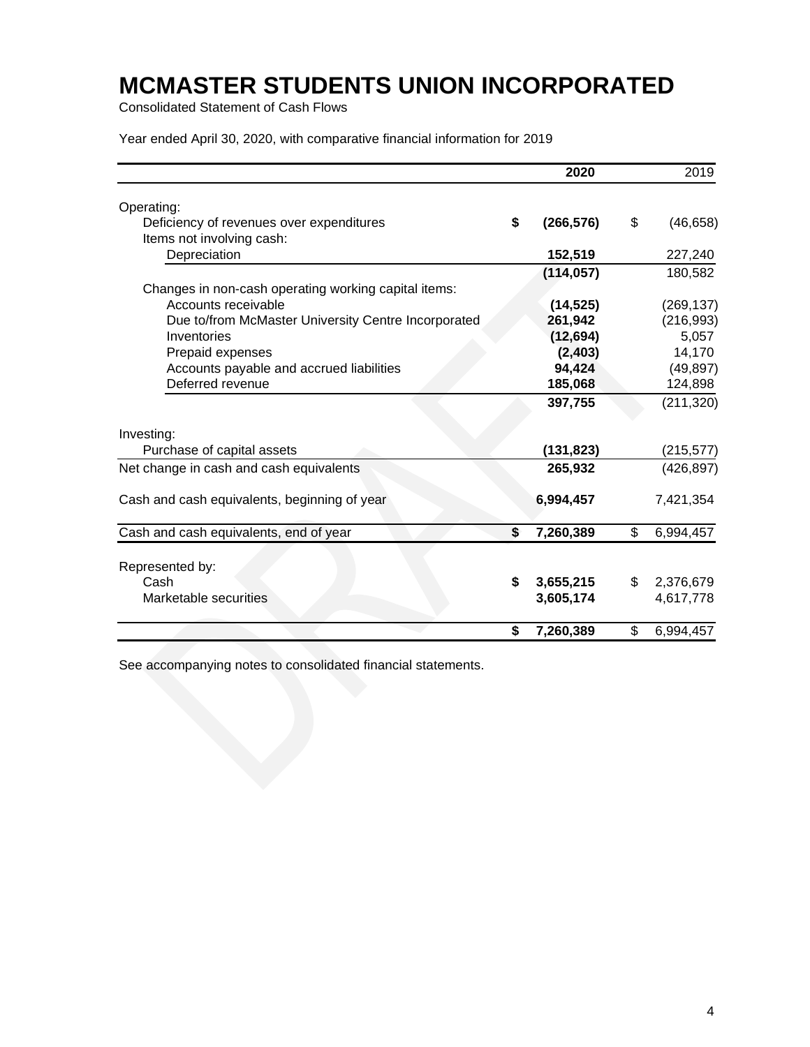# MCMASTER STUDENTS UNION INCORPORATED

Consolidated Statement of Cash Flows

Year ended April 30, 2020, with comparative financial information for 2019

| | 2020 | 2019 |
|---|---|---|
| Operating: | | |
| Deficiency of revenues over expenditures | **$ (266,576)** | $ (46,658) |
| Items not involving cash: | | |
| Depreciation | **152,519** | 227,240 |
| | **(114,057)** | 180,582 |
| Changes in non-cash operating working capital items: | | |
| Accounts receivable | **(14,525)** | (269,137) |
| Due to/from McMaster University Centre Incorporated | **261,942** | (216,993) |
| Inventories | **(12,694)** | 5,057 |
| Prepaid expenses | **(2,403)** | 14,170 |
| Accounts payable and accrued liabilities | **94,424** | (49,897) |
| Deferred revenue | **185,068** | 124,898 |
| | **397,755** | (211,320) |
| Investing: | | |
| Purchase of capital assets | **(131,823)** | (215,577) |
| Net change in cash and cash equivalents | **265,932** | (426,897) |
| Cash and cash equivalents, beginning of year | **6,994,457** | 7,421,354 |
| Cash and cash equivalents, end of year | **$ 7,260,389** | $ 6,994,457 |
| Represented by: | | |
| Cash | **$ 3,655,215** | $ 2,376,679 |
| Marketable securities | **3,605,174** | 4,617,778 |
| | **$ 7,260,389** | $ 6,994,457 |

See accompanying notes to consolidated financial statements.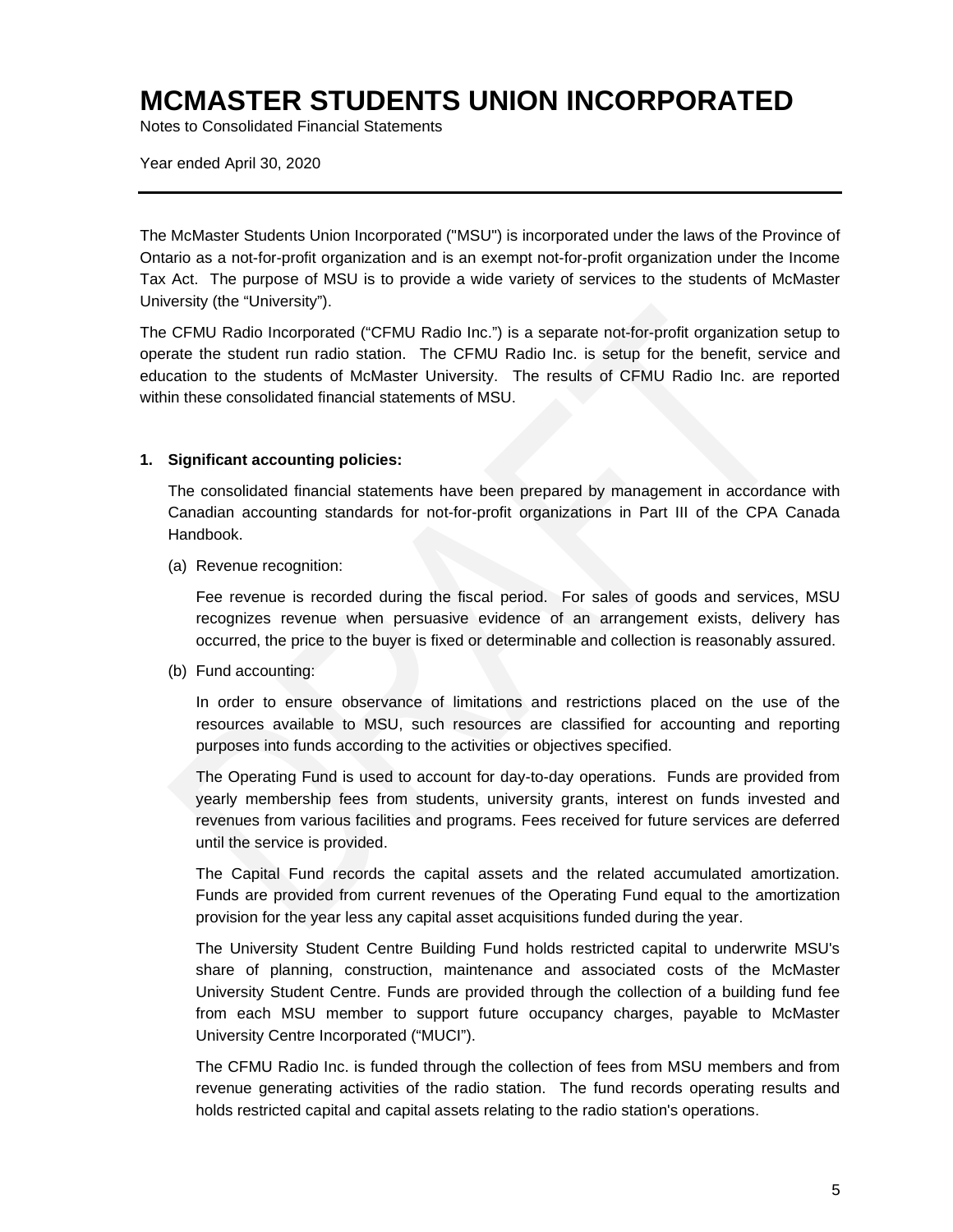# MCMASTER STUDENTS UNION INCORPORATED

Notes to Consolidated Financial Statements

Year ended April 30, 2020

---

The McMaster Students Union Incorporated ("MSU") is incorporated under the laws of the Province of Ontario as a not-for-profit organization and is an exempt not-for-profit organization under the Income Tax Act. The purpose of MSU is to provide a wide variety of services to the students of McMaster University (the "University").

The CFMU Radio Incorporated ("CFMU Radio Inc.") is a separate not-for-profit organization setup to operate the student run radio station. The CFMU Radio Inc. is setup for the benefit, service and education to the students of McMaster University. The results of CFMU Radio Inc. are reported within these consolidated financial statements of MSU.

**1. Significant accounting policies:**

The consolidated financial statements have been prepared by management in accordance with Canadian accounting standards for not-for-profit organizations in Part III of the CPA Canada Handbook.

(a) Revenue recognition:

Fee revenue is recorded during the fiscal period. For sales of goods and services, MSU recognizes revenue when persuasive evidence of an arrangement exists, delivery has occurred, the price to the buyer is fixed or determinable and collection is reasonably assured.

(b) Fund accounting:

In order to ensure observance of limitations and restrictions placed on the use of the resources available to MSU, such resources are classified for accounting and reporting purposes into funds according to the activities or objectives specified.

The Operating Fund is used to account for day-to-day operations. Funds are provided from yearly membership fees from students, university grants, interest on funds invested and revenues from various facilities and programs. Fees received for future services are deferred until the service is provided.

The Capital Fund records the capital assets and the related accumulated amortization. Funds are provided from current revenues of the Operating Fund equal to the amortization provision for the year less any capital asset acquisitions funded during the year.

The University Student Centre Building Fund holds restricted capital to underwrite MSU's share of planning, construction, maintenance and associated costs of the McMaster University Student Centre. Funds are provided through the collection of a building fund fee from each MSU member to support future occupancy charges, payable to McMaster University Centre Incorporated ("MUCI").

The CFMU Radio Inc. is funded through the collection of fees from MSU members and from revenue generating activities of the radio station. The fund records operating results and holds restricted capital and capital assets relating to the radio station's operations.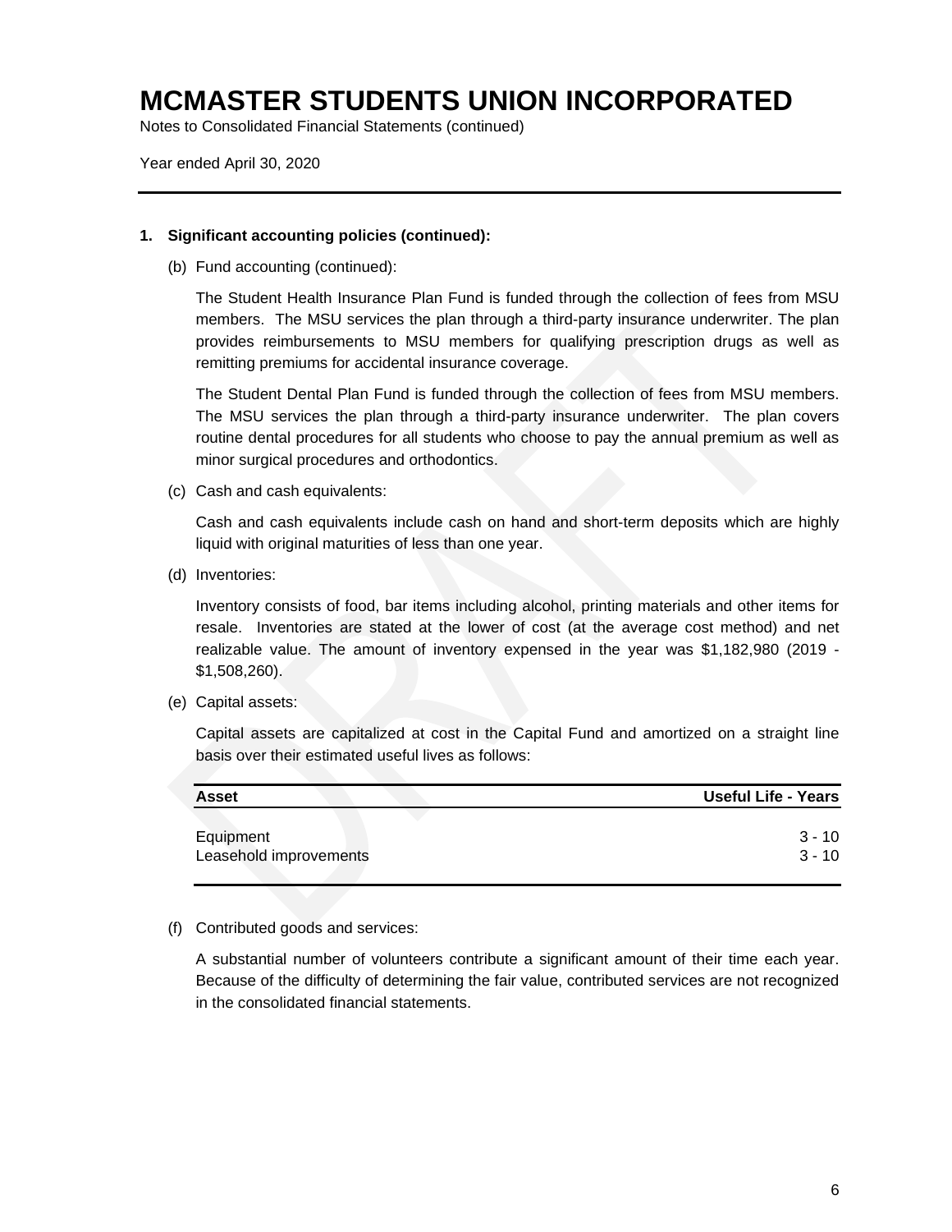# MCMASTER STUDENTS UNION INCORPORATED

Notes to Consolidated Financial Statements (continued)

Year ended April 30, 2020

**1. Significant accounting policies (continued):**

(b) Fund accounting (continued):

The Student Health Insurance Plan Fund is funded through the collection of fees from MSU members. The MSU services the plan through a third-party insurance underwriter. The plan provides reimbursements to MSU members for qualifying prescription drugs as well as remitting premiums for accidental insurance coverage.

The Student Dental Plan Fund is funded through the collection of fees from MSU members. The MSU services the plan through a third-party insurance underwriter. The plan covers routine dental procedures for all students who choose to pay the annual premium as well as minor surgical procedures and orthodontics.

(c) Cash and cash equivalents:

Cash and cash equivalents include cash on hand and short-term deposits which are highly liquid with original maturities of less than one year.

(d) Inventories:

Inventory consists of food, bar items including alcohol, printing materials and other items for resale. Inventories are stated at the lower of cost (at the average cost method) and net realizable value. The amount of inventory expensed in the year was $1,182,980 (2019 - $1,508,260).

(e) Capital assets:

Capital assets are capitalized at cost in the Capital Fund and amortized on a straight line basis over their estimated useful lives as follows:

| Asset | Useful Life - Years |
|---|---|
| Equipment | 3 - 10 |
| Leasehold improvements | 3 - 10 |

(f) Contributed goods and services:

A substantial number of volunteers contribute a significant amount of their time each year. Because of the difficulty of determining the fair value, contributed services are not recognized in the consolidated financial statements.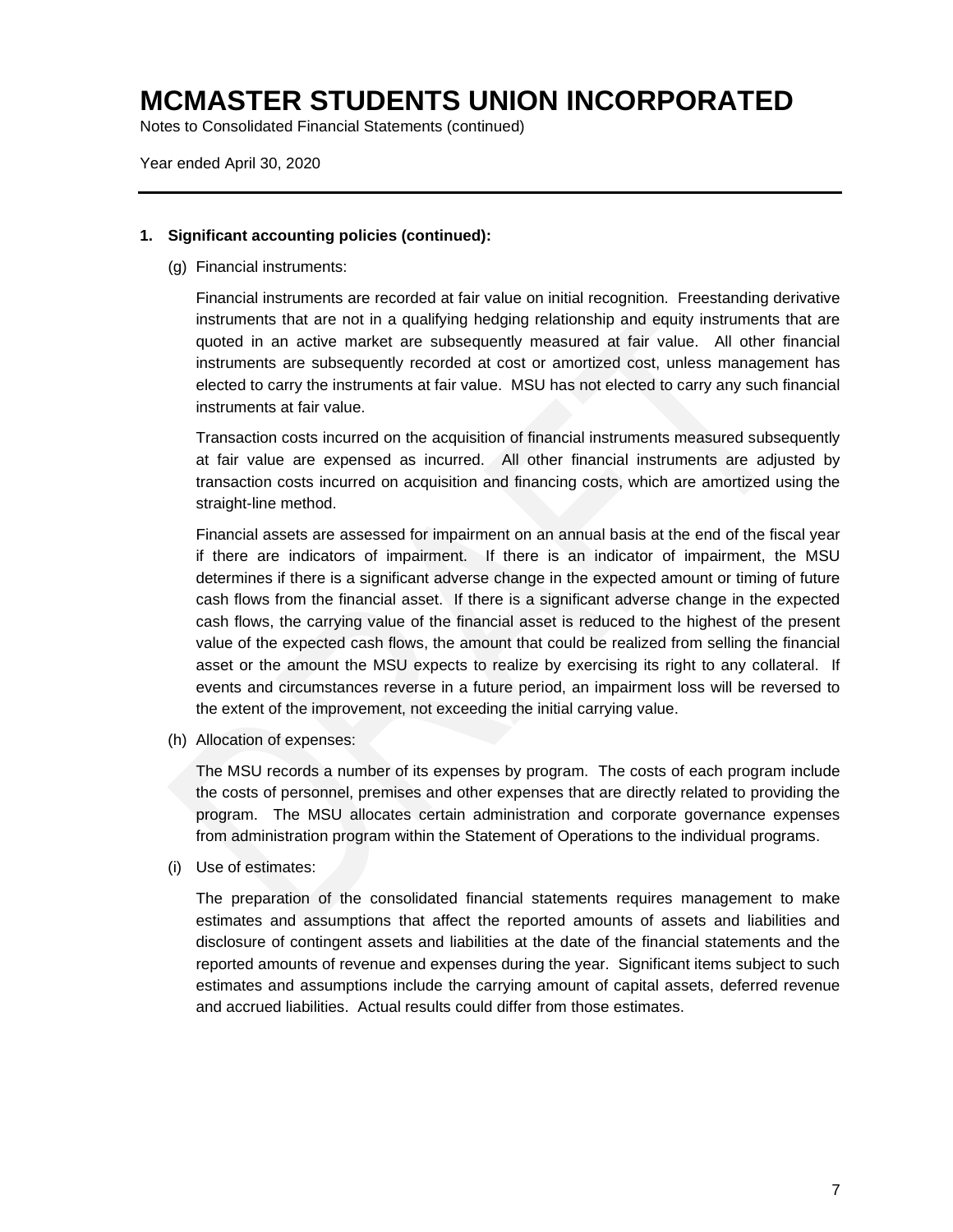# MCMASTER STUDENTS UNION INCORPORATED

Notes to Consolidated Financial Statements (continued)

Year ended April 30, 2020

---

**1. Significant accounting policies (continued):**

(g) Financial instruments:

Financial instruments are recorded at fair value on initial recognition. Freestanding derivative instruments that are not in a qualifying hedging relationship and equity instruments that are quoted in an active market are subsequently measured at fair value. All other financial instruments are subsequently recorded at cost or amortized cost, unless management has elected to carry the instruments at fair value. MSU has not elected to carry any such financial instruments at fair value.

Transaction costs incurred on the acquisition of financial instruments measured subsequently at fair value are expensed as incurred. All other financial instruments are adjusted by transaction costs incurred on acquisition and financing costs, which are amortized using the straight-line method.

Financial assets are assessed for impairment on an annual basis at the end of the fiscal year if there are indicators of impairment. If there is an indicator of impairment, the MSU determines if there is a significant adverse change in the expected amount or timing of future cash flows from the financial asset. If there is a significant adverse change in the expected cash flows, the carrying value of the financial asset is reduced to the highest of the present value of the expected cash flows, the amount that could be realized from selling the financial asset or the amount the MSU expects to realize by exercising its right to any collateral. If events and circumstances reverse in a future period, an impairment loss will be reversed to the extent of the improvement, not exceeding the initial carrying value.

(h) Allocation of expenses:

The MSU records a number of its expenses by program. The costs of each program include the costs of personnel, premises and other expenses that are directly related to providing the program. The MSU allocates certain administration and corporate governance expenses from administration program within the Statement of Operations to the individual programs.

(i) Use of estimates:

The preparation of the consolidated financial statements requires management to make estimates and assumptions that affect the reported amounts of assets and liabilities and disclosure of contingent assets and liabilities at the date of the financial statements and the reported amounts of revenue and expenses during the year. Significant items subject to such estimates and assumptions include the carrying amount of capital assets, deferred revenue and accrued liabilities. Actual results could differ from those estimates.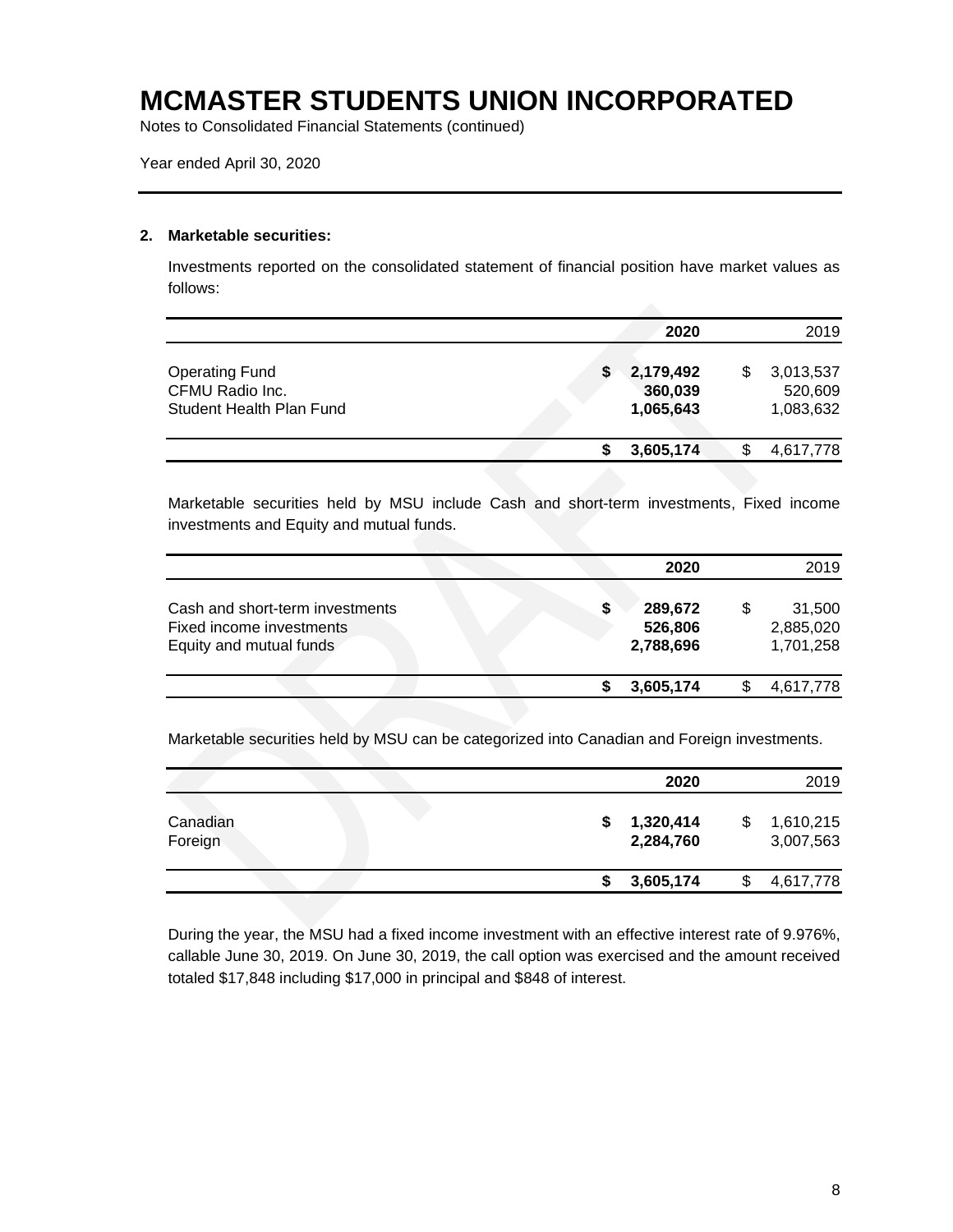# MCMASTER STUDENTS UNION INCORPORATED

Notes to Consolidated Financial Statements (continued)

Year ended April 30, 2020

## 2. Marketable securities:

Investments reported on the consolidated statement of financial position have market values as follows:

| | 2020 | 2019 |
|---|---|---|
| Operating Fund | $ 2,179,492 | $ 3,013,537 |
| CFMU Radio Inc. | 360,039 | 520,609 |
| Student Health Plan Fund | 1,065,643 | 1,083,632 |
| | $ 3,605,174 | $ 4,617,778 |

Marketable securities held by MSU include Cash and short-term investments, Fixed income investments and Equity and mutual funds.

| | 2020 | 2019 |
|---|---|---|
| Cash and short-term investments | $ 289,672 | $ 31,500 |
| Fixed income investments | 526,806 | 2,885,020 |
| Equity and mutual funds | 2,788,696 | 1,701,258 |
| | $ 3,605,174 | $ 4,617,778 |

Marketable securities held by MSU can be categorized into Canadian and Foreign investments.

| | 2020 | 2019 |
|---|---|---|
| Canadian | $ 1,320,414 | $ 1,610,215 |
| Foreign | 2,284,760 | 3,007,563 |
| | $ 3,605,174 | $ 4,617,778 |

During the year, the MSU had a fixed income investment with an effective interest rate of 9.976%, callable June 30, 2019. On June 30, 2019, the call option was exercised and the amount received totaled $17,848 including $17,000 in principal and $848 of interest.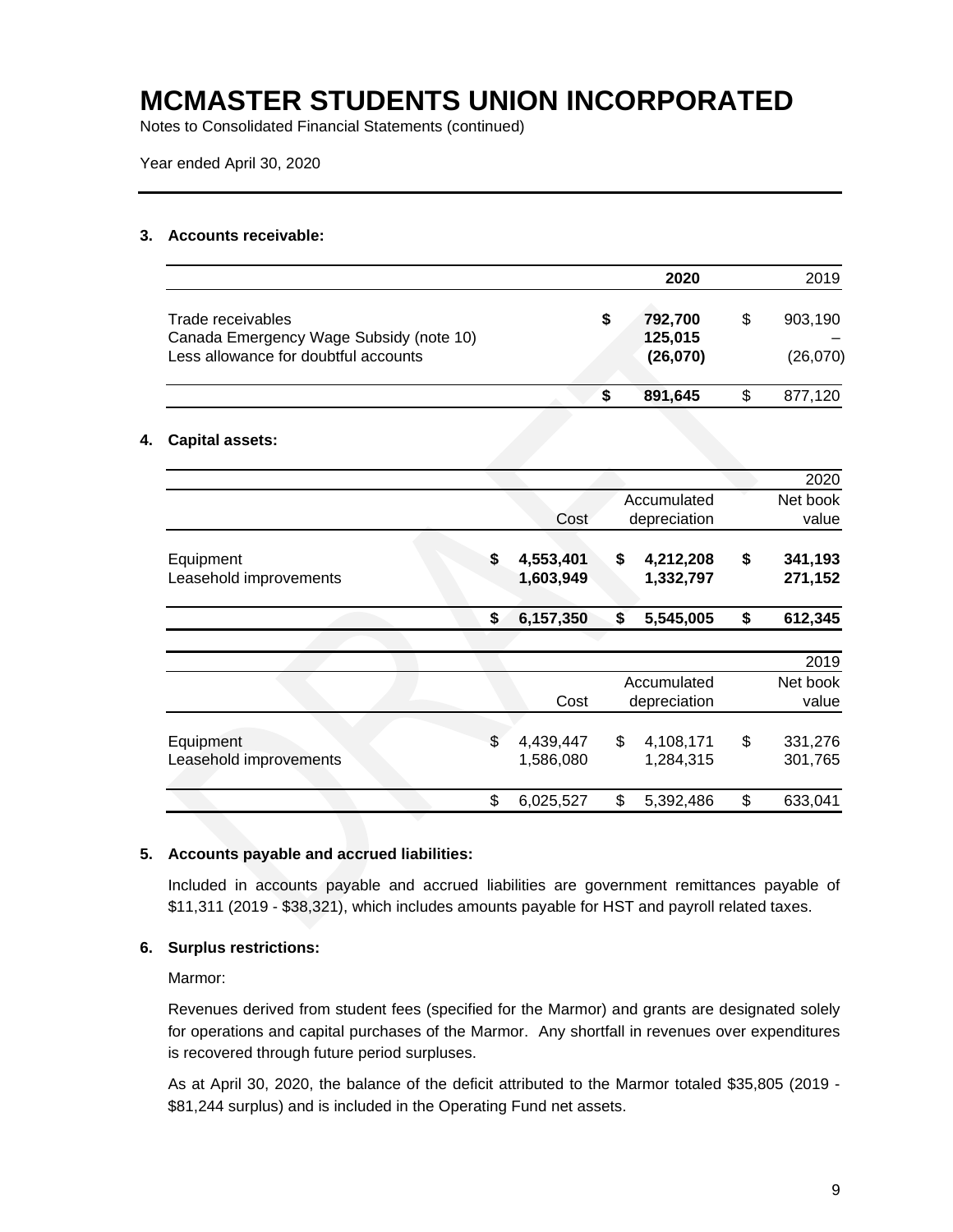# MCMASTER STUDENTS UNION INCORPORATED

Notes to Consolidated Financial Statements (continued)

Year ended April 30, 2020

### 3. Accounts receivable:

| | 2020 | 2019 |
|---|---|---|
| Trade receivables | **$ 792,700** | $ 903,190 |
| Canada Emergency Wage Subsidy (note 10) | **125,015** | – |
| Less allowance for doubtful accounts | **(26,070)** | (26,070) |
| | **$ 891,645** | $ 877,120 |

### 4. Capital assets:

| 2020 | Cost | Accumulated depreciation | Net book value |
|---|---|---|---|
| Equipment | **$ 4,553,401** | **$ 4,212,208** | **$ 341,193** |
| Leasehold improvements | **1,603,949** | **1,332,797** | **271,152** |
| | **$ 6,157,350** | **$ 5,545,005** | **$ 612,345** |

| 2019 | Cost | Accumulated depreciation | Net book value |
|---|---|---|---|
| Equipment | $ 4,439,447 | $ 4,108,171 | $ 331,276 |
| Leasehold improvements | 1,586,080 | 1,284,315 | 301,765 |
| | $ 6,025,527 | $ 5,392,486 | $ 633,041 |

### 5. Accounts payable and accrued liabilities:

Included in accounts payable and accrued liabilities are government remittances payable of $11,311 (2019 - $38,321), which includes amounts payable for HST and payroll related taxes.

### 6. Surplus restrictions:

Marmor:

Revenues derived from student fees (specified for the Marmor) and grants are designated solely for operations and capital purchases of the Marmor. Any shortfall in revenues over expenditures is recovered through future period surpluses.

As at April 30, 2020, the balance of the deficit attributed to the Marmor totaled $35,805 (2019 - $81,244 surplus) and is included in the Operating Fund net assets.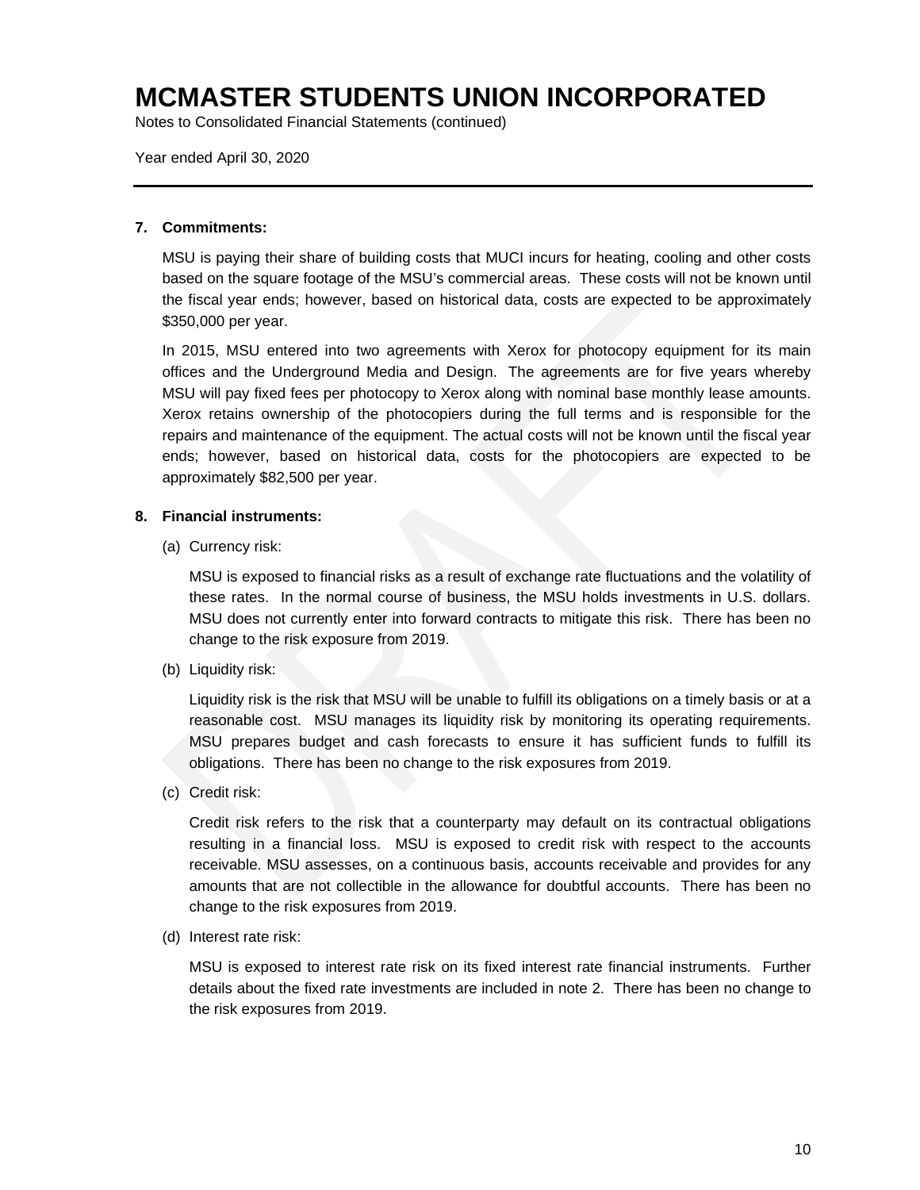# MCMASTER STUDENTS UNION INCORPORATED

Notes to Consolidated Financial Statements (continued)

Year ended April 30, 2020

---

**7. Commitments:**

MSU is paying their share of building costs that MUCI incurs for heating, cooling and other costs based on the square footage of the MSU's commercial areas. These costs will not be known until the fiscal year ends; however, based on historical data, costs are expected to be approximately $350,000 per year.

In 2015, MSU entered into two agreements with Xerox for photocopy equipment for its main offices and the Underground Media and Design. The agreements are for five years whereby MSU will pay fixed fees per photocopy to Xerox along with nominal base monthly lease amounts. Xerox retains ownership of the photocopiers during the full terms and is responsible for the repairs and maintenance of the equipment. The actual costs will not be known until the fiscal year ends; however, based on historical data, costs for the photocopiers are expected to be approximately $82,500 per year.

**8. Financial instruments:**

(a) Currency risk:

MSU is exposed to financial risks as a result of exchange rate fluctuations and the volatility of these rates. In the normal course of business, the MSU holds investments in U.S. dollars. MSU does not currently enter into forward contracts to mitigate this risk. There has been no change to the risk exposure from 2019.

(b) Liquidity risk:

Liquidity risk is the risk that MSU will be unable to fulfill its obligations on a timely basis or at a reasonable cost. MSU manages its liquidity risk by monitoring its operating requirements. MSU prepares budget and cash forecasts to ensure it has sufficient funds to fulfill its obligations. There has been no change to the risk exposures from 2019.

(c) Credit risk:

Credit risk refers to the risk that a counterparty may default on its contractual obligations resulting in a financial loss. MSU is exposed to credit risk with respect to the accounts receivable. MSU assesses, on a continuous basis, accounts receivable and provides for any amounts that are not collectible in the allowance for doubtful accounts. There has been no change to the risk exposures from 2019.

(d) Interest rate risk:

MSU is exposed to interest rate risk on its fixed interest rate financial instruments. Further details about the fixed rate investments are included in note 2. There has been no change to the risk exposures from 2019.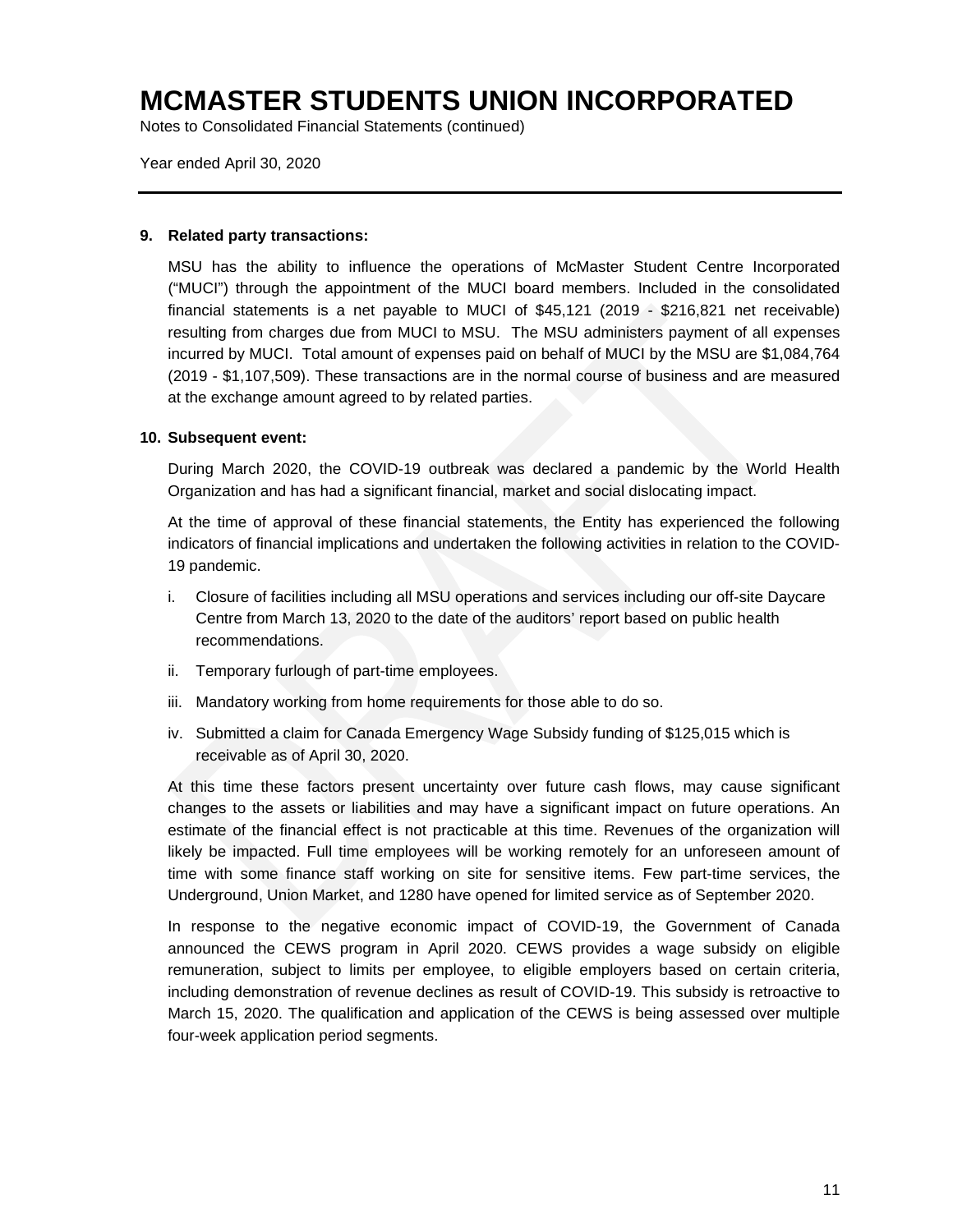# MCMASTER STUDENTS UNION INCORPORATED

Notes to Consolidated Financial Statements (continued)

Year ended April 30, 2020

---

**9. Related party transactions:**

MSU has the ability to influence the operations of McMaster Student Centre Incorporated ("MUCI") through the appointment of the MUCI board members. Included in the consolidated financial statements is a net payable to MUCI of $45,121 (2019 - $216,821 net receivable) resulting from charges due from MUCI to MSU. The MSU administers payment of all expenses incurred by MUCI. Total amount of expenses paid on behalf of MUCI by the MSU are $1,084,764 (2019 - $1,107,509). These transactions are in the normal course of business and are measured at the exchange amount agreed to by related parties.

**10. Subsequent event:**

During March 2020, the COVID-19 outbreak was declared a pandemic by the World Health Organization and has had a significant financial, market and social dislocating impact.

At the time of approval of these financial statements, the Entity has experienced the following indicators of financial implications and undertaken the following activities in relation to the COVID-19 pandemic.

i. Closure of facilities including all MSU operations and services including our off-site Daycare Centre from March 13, 2020 to the date of the auditors' report based on public health recommendations.

ii. Temporary furlough of part-time employees.

iii. Mandatory working from home requirements for those able to do so.

iv. Submitted a claim for Canada Emergency Wage Subsidy funding of $125,015 which is receivable as of April 30, 2020.

At this time these factors present uncertainty over future cash flows, may cause significant changes to the assets or liabilities and may have a significant impact on future operations. An estimate of the financial effect is not practicable at this time. Revenues of the organization will likely be impacted. Full time employees will be working remotely for an unforeseen amount of time with some finance staff working on site for sensitive items. Few part-time services, the Underground, Union Market, and 1280 have opened for limited service as of September 2020.

In response to the negative economic impact of COVID-19, the Government of Canada announced the CEWS program in April 2020. CEWS provides a wage subsidy on eligible remuneration, subject to limits per employee, to eligible employers based on certain criteria, including demonstration of revenue declines as result of COVID-19. This subsidy is retroactive to March 15, 2020. The qualification and application of the CEWS is being assessed over multiple four-week application period segments.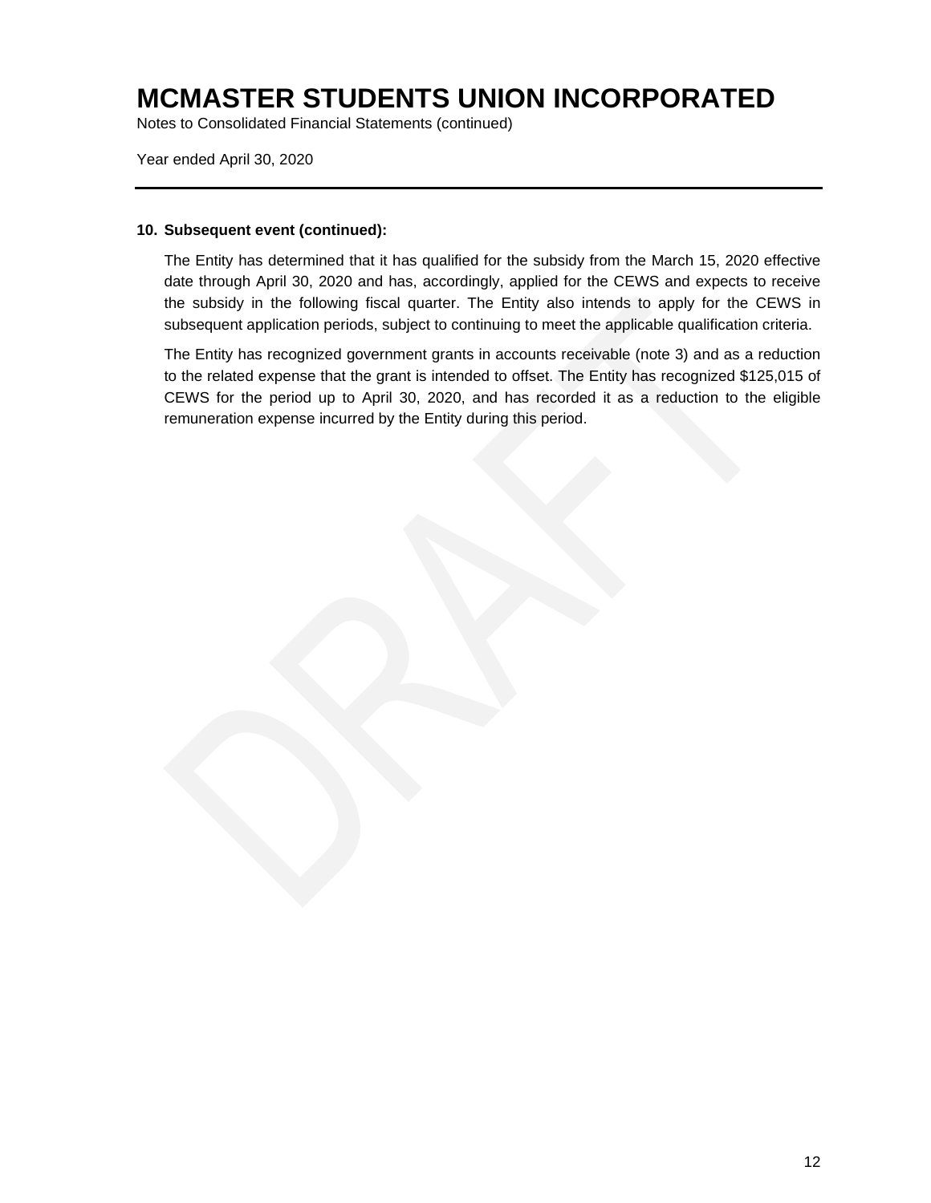# MCMASTER STUDENTS UNION INCORPORATED

Notes to Consolidated Financial Statements (continued)

Year ended April 30, 2020

**10. Subsequent event (continued):**

The Entity has determined that it has qualified for the subsidy from the March 15, 2020 effective date through April 30, 2020 and has, accordingly, applied for the CEWS and expects to receive the subsidy in the following fiscal quarter. The Entity also intends to apply for the CEWS in subsequent application periods, subject to continuing to meet the applicable qualification criteria.

The Entity has recognized government grants in accounts receivable (note 3) and as a reduction to the related expense that the grant is intended to offset. The Entity has recognized $125,015 of CEWS for the period up to April 30, 2020, and has recorded it as a reduction to the eligible remuneration expense incurred by the Entity during this period.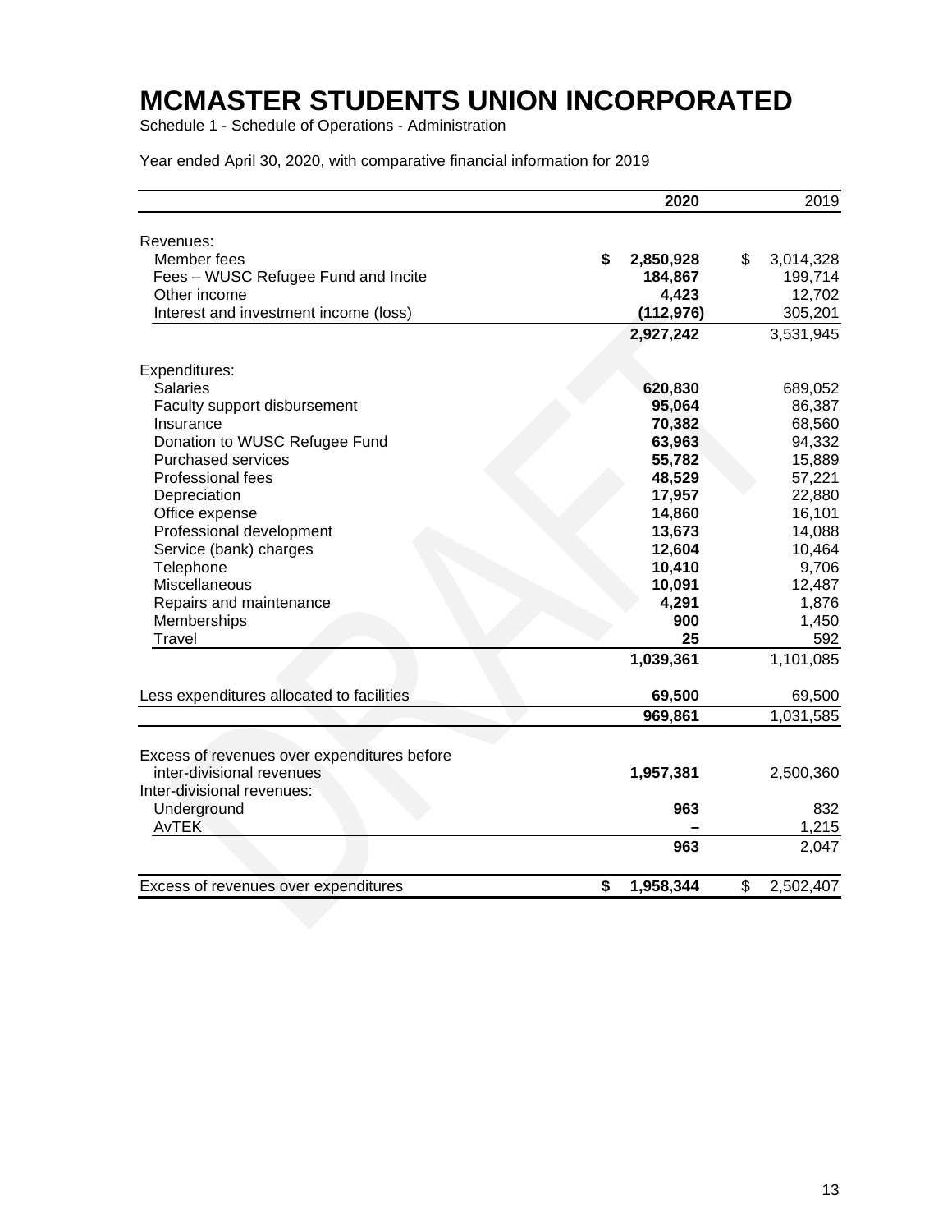# MCMASTER STUDENTS UNION INCORPORATED

Schedule 1 - Schedule of Operations - Administration

Year ended April 30, 2020, with comparative financial information for 2019

| | 2020 | 2019 |
|---|---|---|
| Revenues: | | |
| Member fees | $ 2,850,928 | $ 3,014,328 |
| Fees – WUSC Refugee Fund and Incite | 184,867 | 199,714 |
| Other income | 4,423 | 12,702 |
| Interest and investment income (loss) | (112,976) | 305,201 |
| | 2,927,242 | 3,531,945 |
| Expenditures: | | |
| Salaries | 620,830 | 689,052 |
| Faculty support disbursement | 95,064 | 86,387 |
| Insurance | 70,382 | 68,560 |
| Donation to WUSC Refugee Fund | 63,963 | 94,332 |
| Purchased services | 55,782 | 15,889 |
| Professional fees | 48,529 | 57,221 |
| Depreciation | 17,957 | 22,880 |
| Office expense | 14,860 | 16,101 |
| Professional development | 13,673 | 14,088 |
| Service (bank) charges | 12,604 | 10,464 |
| Telephone | 10,410 | 9,706 |
| Miscellaneous | 10,091 | 12,487 |
| Repairs and maintenance | 4,291 | 1,876 |
| Memberships | 900 | 1,450 |
| Travel | 25 | 592 |
| | 1,039,361 | 1,101,085 |
| Less expenditures allocated to facilities | 69,500 | 69,500 |
| | 969,861 | 1,031,585 |
| Excess of revenues over expenditures before inter-divisional revenues | 1,957,381 | 2,500,360 |
| Inter-divisional revenues: | | |
| Underground | 963 | 832 |
| AvTEK | – | 1,215 |
| | 963 | 2,047 |
| Excess of revenues over expenditures | $ 1,958,344 | $ 2,502,407 |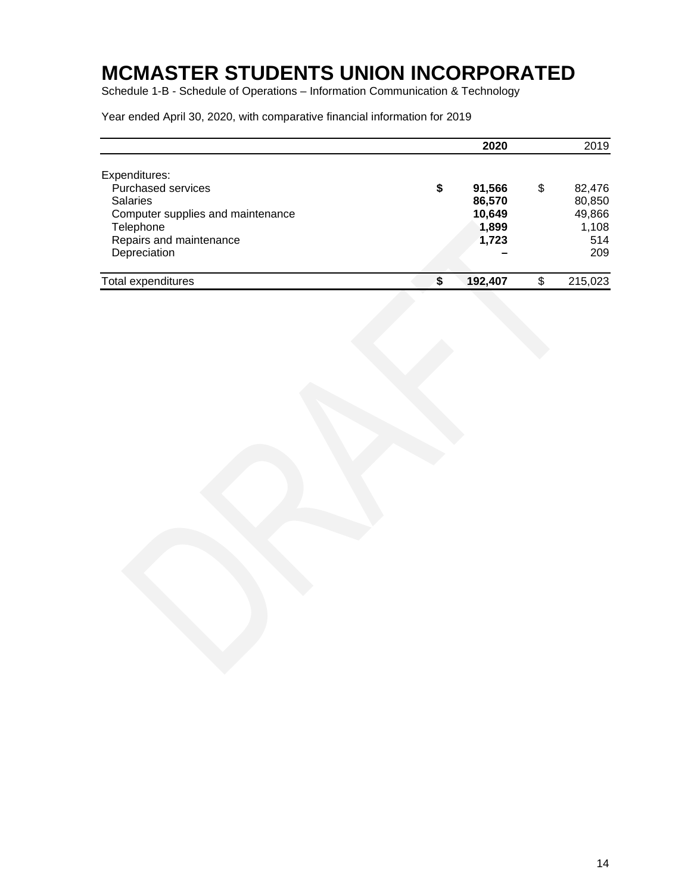# MCMASTER STUDENTS UNION INCORPORATED

Schedule 1-B - Schedule of Operations – Information Communication & Technology

Year ended April 30, 2020, with comparative financial information for 2019

| | | **2020** | | 2019 |
|---|---|---|---|---|
| Expenditures: | | | | |
| Purchased services | **$** | **91,566** | $ | 82,476 |
| Salaries | | **86,570** | | 80,850 |
| Computer supplies and maintenance | | **10,649** | | 49,866 |
| Telephone | | **1,899** | | 1,108 |
| Repairs and maintenance | | **1,723** | | 514 |
| Depreciation | | **–** | | 209 |
| Total expenditures | **$** | **192,407** | $ | 215,023 |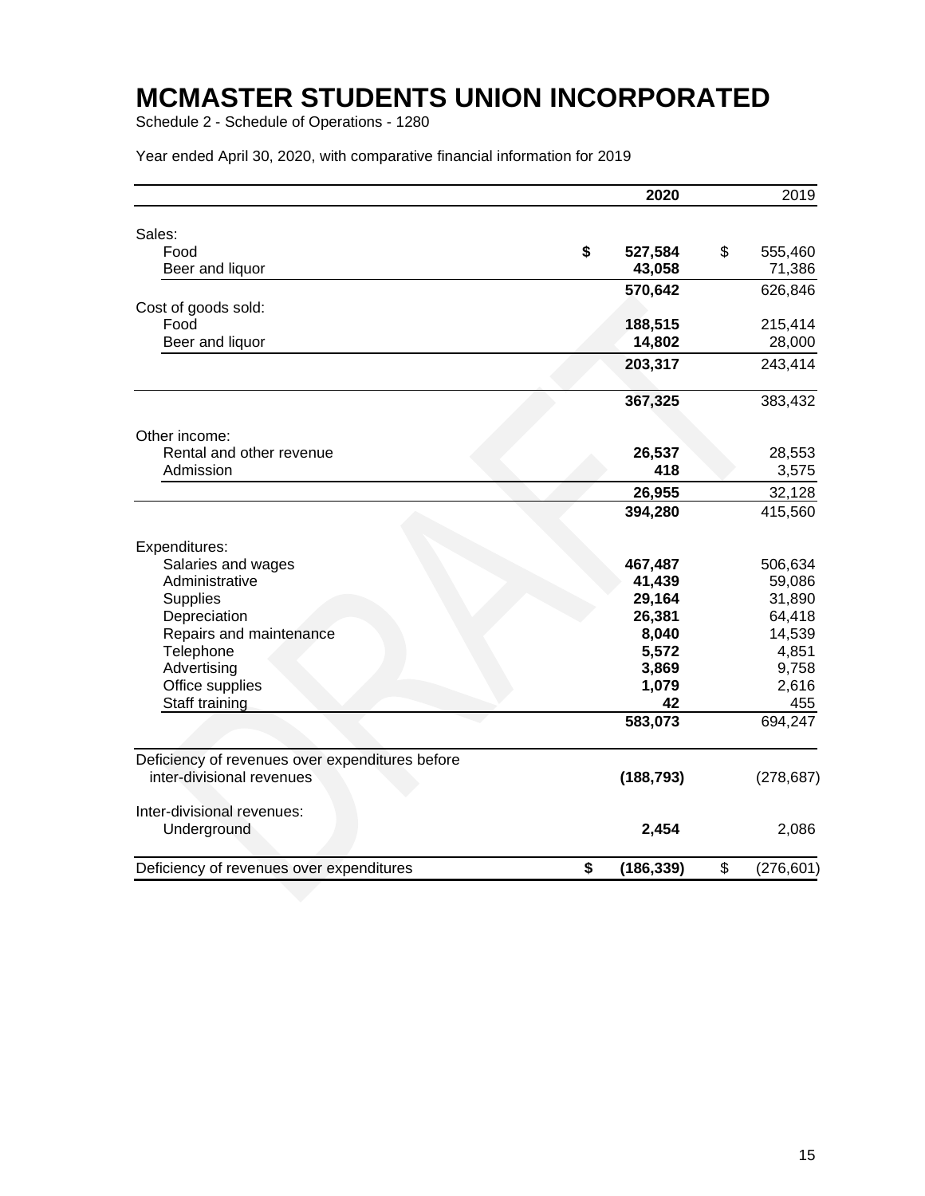# MCMASTER STUDENTS UNION INCORPORATED

Schedule 2 - Schedule of Operations - 1280

Year ended April 30, 2020, with comparative financial information for 2019

| | 2020 | 2019 |
|---|---|---|
| Sales: | | |
| Food | $ 527,584 | $ 555,460 |
| Beer and liquor | 43,058 | 71,386 |
| | 570,642 | 626,846 |
| Cost of goods sold: | | |
| Food | 188,515 | 215,414 |
| Beer and liquor | 14,802 | 28,000 |
| | 203,317 | 243,414 |
| | 367,325 | 383,432 |
| Other income: | | |
| Rental and other revenue | 26,537 | 28,553 |
| Admission | 418 | 3,575 |
| | 26,955 | 32,128 |
| | 394,280 | 415,560 |
| Expenditures: | | |
| Salaries and wages | 467,487 | 506,634 |
| Administrative | 41,439 | 59,086 |
| Supplies | 29,164 | 31,890 |
| Depreciation | 26,381 | 64,418 |
| Repairs and maintenance | 8,040 | 14,539 |
| Telephone | 5,572 | 4,851 |
| Advertising | 3,869 | 9,758 |
| Office supplies | 1,079 | 2,616 |
| Staff training | 42 | 455 |
| | 583,073 | 694,247 |
| Deficiency of revenues over expenditures before inter-divisional revenues | (188,793) | (278,687) |
| Inter-divisional revenues: | | |
| Underground | 2,454 | 2,086 |
| Deficiency of revenues over expenditures | $ (186,339) | $ (276,601) |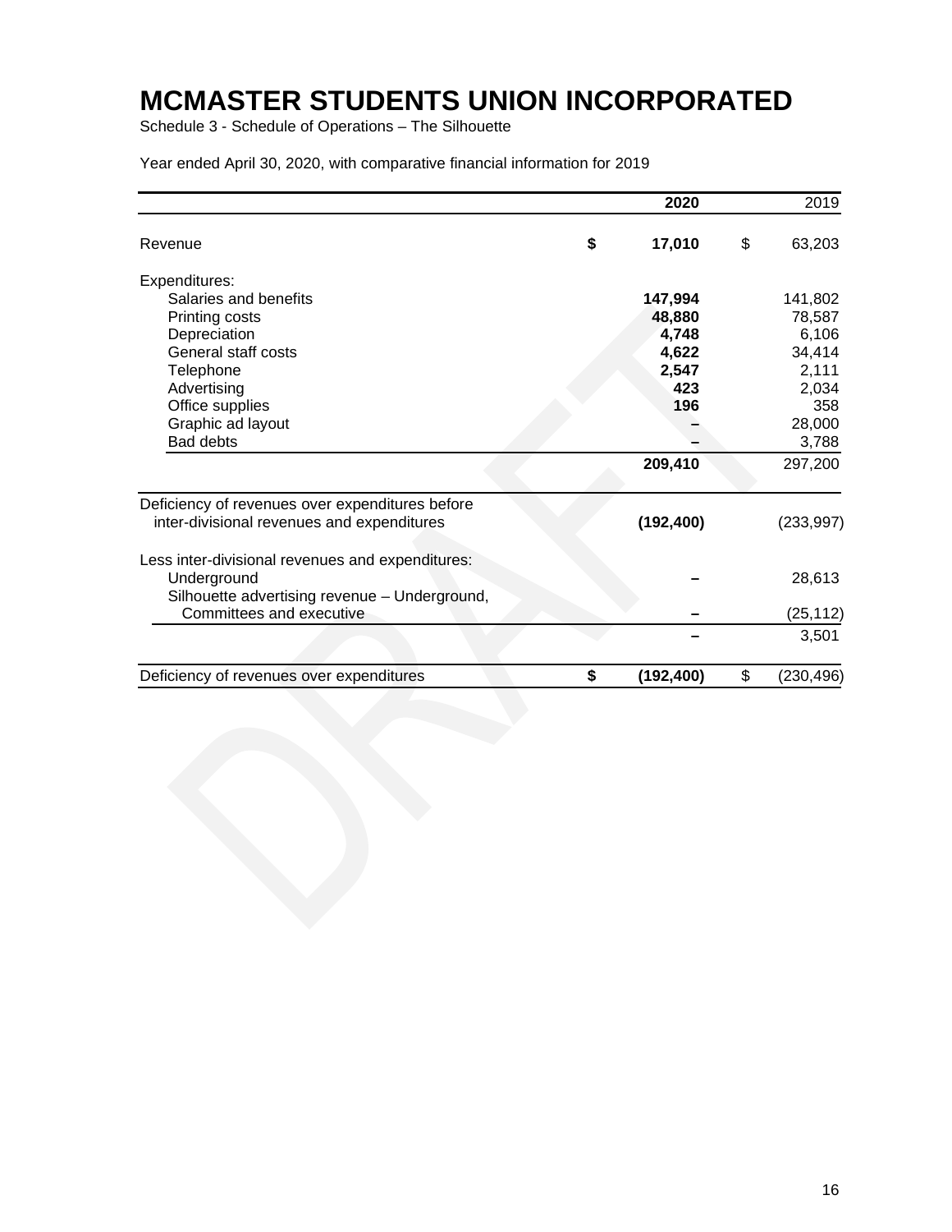# MCMASTER STUDENTS UNION INCORPORATED

Schedule 3 - Schedule of Operations – The Silhouette

Year ended April 30, 2020, with comparative financial information for 2019

| | 2020 | 2019 |
|---|---|---|
| Revenue | **$ 17,010** | $ 63,203 |
| Expenditures: | | |
| Salaries and benefits | **147,994** | 141,802 |
| Printing costs | **48,880** | 78,587 |
| Depreciation | **4,748** | 6,106 |
| General staff costs | **4,622** | 34,414 |
| Telephone | **2,547** | 2,111 |
| Advertising | **423** | 2,034 |
| Office supplies | **196** | 358 |
| Graphic ad layout | **–** | 28,000 |
| Bad debts | **–** | 3,788 |
| | **209,410** | 297,200 |
| Deficiency of revenues over expenditures before inter-divisional revenues and expenditures | **(192,400)** | (233,997) |
| Less inter-divisional revenues and expenditures: | | |
| Underground | **–** | 28,613 |
| Silhouette advertising revenue – Underground, Committees and executive | **–** | (25,112) |
| | **–** | 3,501 |
| Deficiency of revenues over expenditures | **$ (192,400)** | $ (230,496) |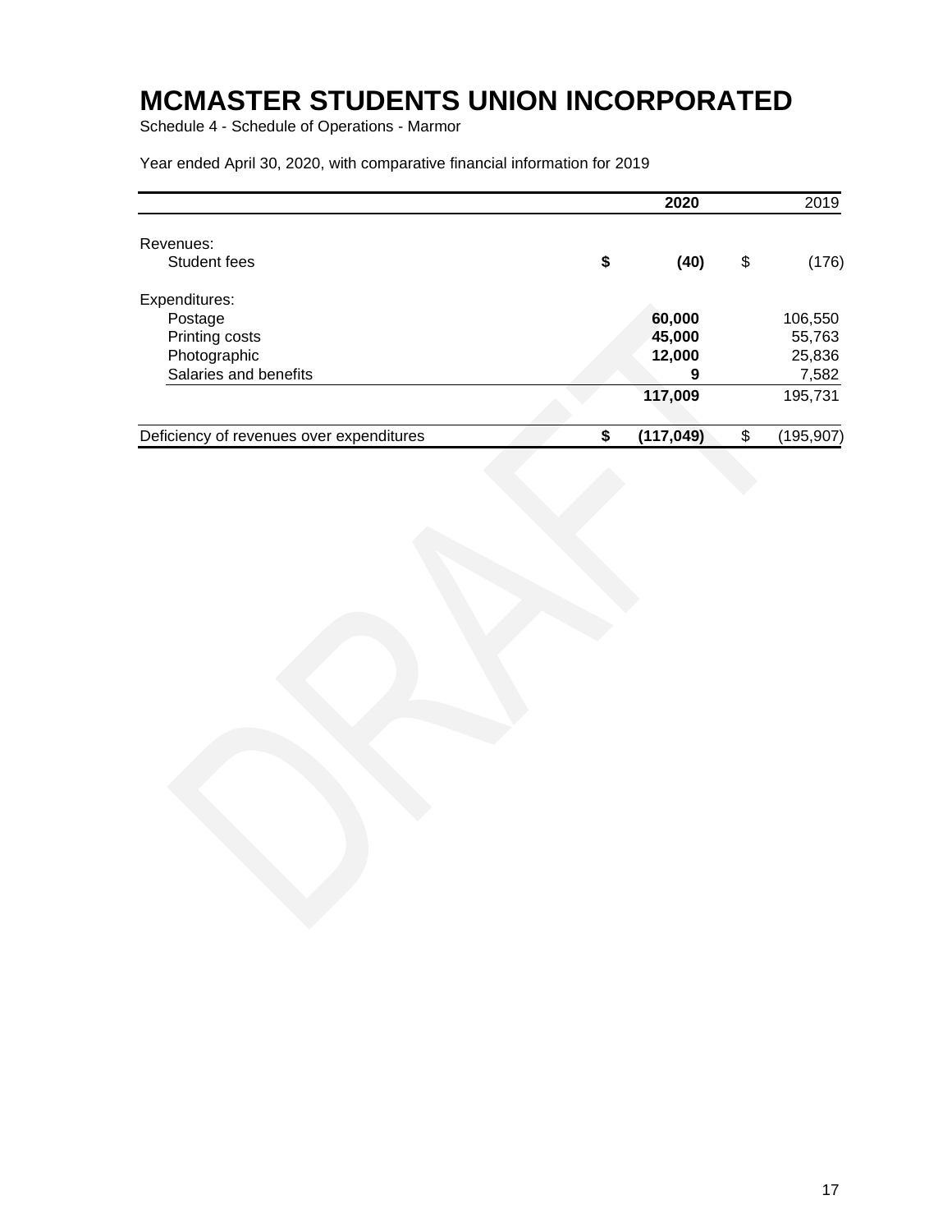# MCMASTER STUDENTS UNION INCORPORATED

Schedule 4 - Schedule of Operations - Marmor

Year ended April 30, 2020, with comparative financial information for 2019

| | 2020 | 2019 |
|---|---|---|
| Revenues: | | |
| Student fees | **$ (40)** | $ (176) |
| Expenditures: | | |
| Postage | **60,000** | 106,550 |
| Printing costs | **45,000** | 55,763 |
| Photographic | **12,000** | 25,836 |
| Salaries and benefits | **9** | 7,582 |
| | **117,009** | 195,731 |
| Deficiency of revenues over expenditures | **$ (117,049)** | $ (195,907) |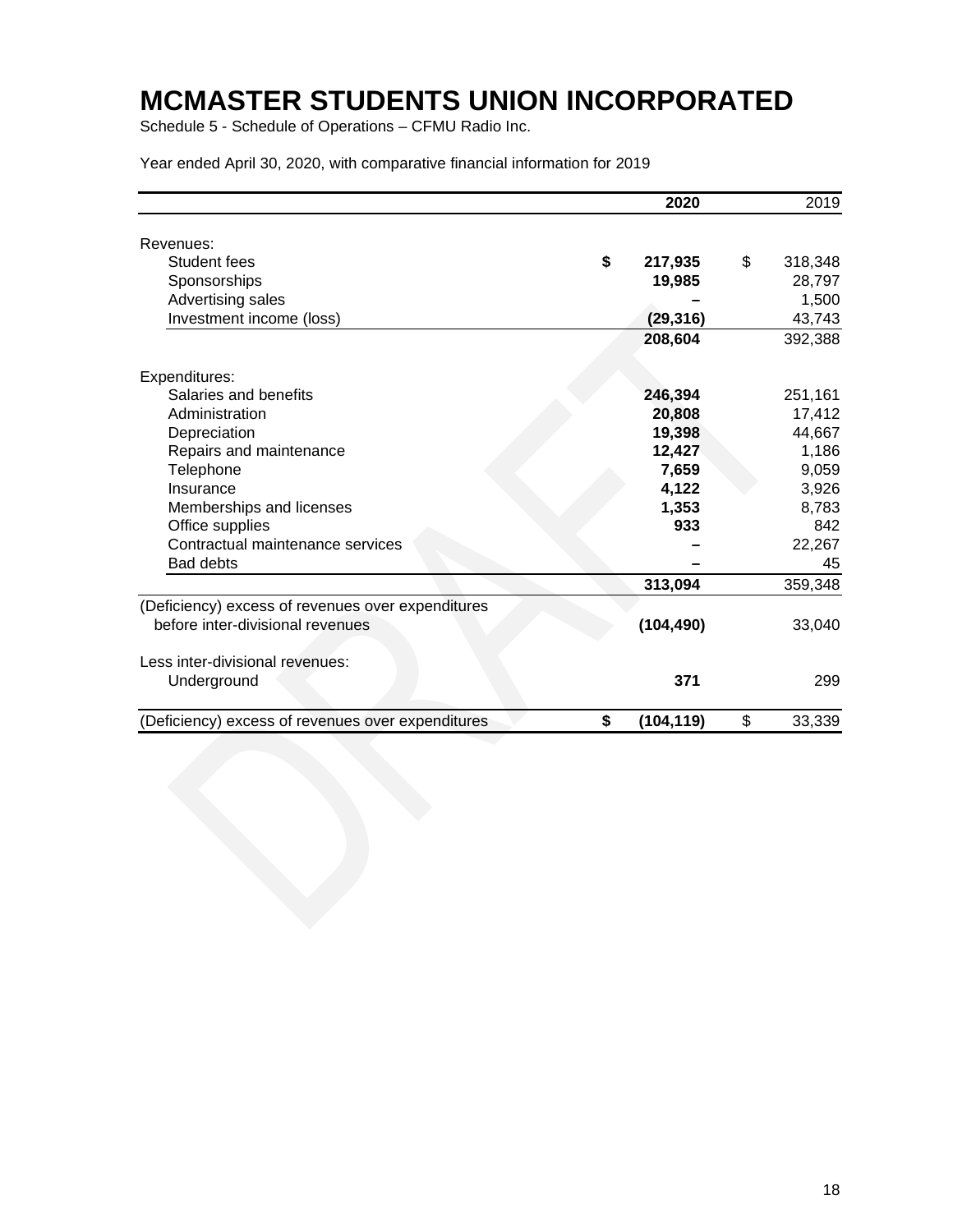# MCMASTER STUDENTS UNION INCORPORATED

Schedule 5 - Schedule of Operations – CFMU Radio Inc.

Year ended April 30, 2020, with comparative financial information for 2019

| | 2020 | 2019 |
|---|---|---|
| Revenues: | | |
| Student fees | $ 217,935 | $ 318,348 |
| Sponsorships | 19,985 | 28,797 |
| Advertising sales | – | 1,500 |
| Investment income (loss) | (29,316) | 43,743 |
| | 208,604 | 392,388 |
| Expenditures: | | |
| Salaries and benefits | 246,394 | 251,161 |
| Administration | 20,808 | 17,412 |
| Depreciation | 19,398 | 44,667 |
| Repairs and maintenance | 12,427 | 1,186 |
| Telephone | 7,659 | 9,059 |
| Insurance | 4,122 | 3,926 |
| Memberships and licenses | 1,353 | 8,783 |
| Office supplies | 933 | 842 |
| Contractual maintenance services | – | 22,267 |
| Bad debts | – | 45 |
| | 313,094 | 359,348 |
| (Deficiency) excess of revenues over expenditures before inter-divisional revenues | (104,490) | 33,040 |
| Less inter-divisional revenues: | | |
| Underground | 371 | 299 |
| (Deficiency) excess of revenues over expenditures | $ (104,119) | $ 33,339 |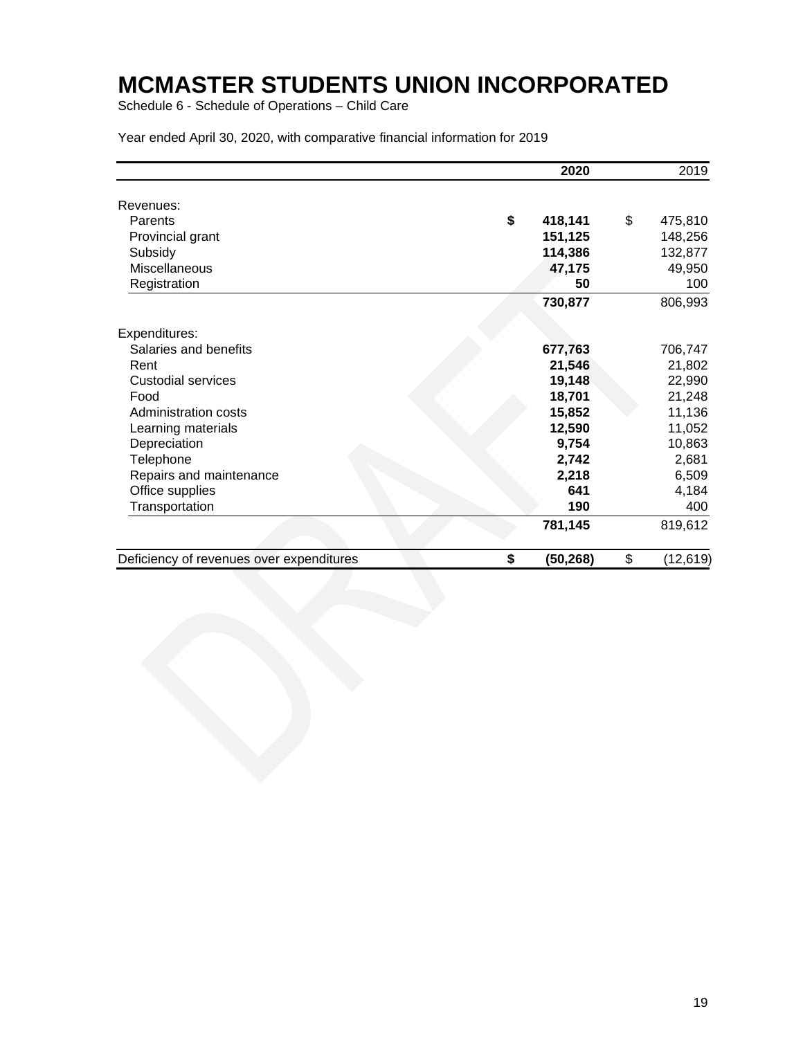# MCMASTER STUDENTS UNION INCORPORATED

Schedule 6 - Schedule of Operations – Child Care

Year ended April 30, 2020, with comparative financial information for 2019

| | 2020 | 2019 |
|---|---|---|
| Revenues: | | |
| Parents | $ 418,141 | $ 475,810 |
| Provincial grant | 151,125 | 148,256 |
| Subsidy | 114,386 | 132,877 |
| Miscellaneous | 47,175 | 49,950 |
| Registration | 50 | 100 |
| | 730,877 | 806,993 |
| Expenditures: | | |
| Salaries and benefits | 677,763 | 706,747 |
| Rent | 21,546 | 21,802 |
| Custodial services | 19,148 | 22,990 |
| Food | 18,701 | 21,248 |
| Administration costs | 15,852 | 11,136 |
| Learning materials | 12,590 | 11,052 |
| Depreciation | 9,754 | 10,863 |
| Telephone | 2,742 | 2,681 |
| Repairs and maintenance | 2,218 | 6,509 |
| Office supplies | 641 | 4,184 |
| Transportation | 190 | 400 |
| | 781,145 | 819,612 |
| Deficiency of revenues over expenditures | $ (50,268) | $ (12,619) |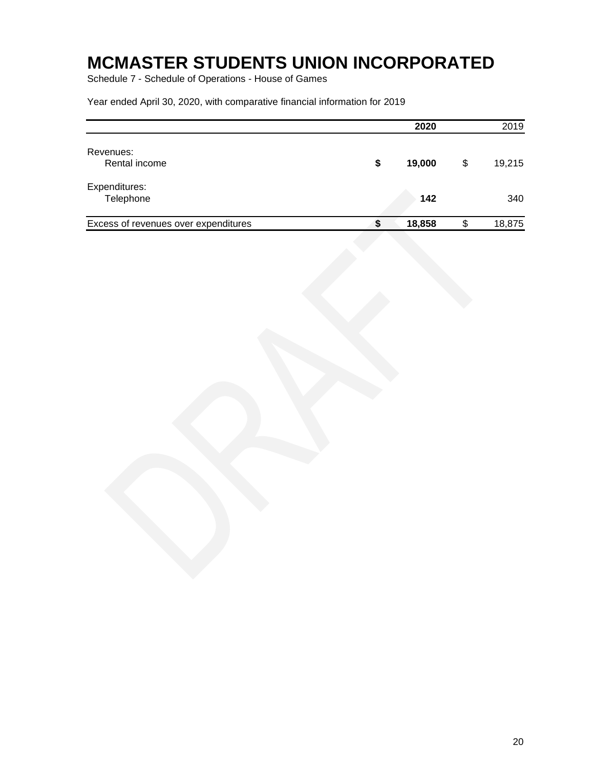# MCMASTER STUDENTS UNION INCORPORATED

Schedule 7 - Schedule of Operations - House of Games

Year ended April 30, 2020, with comparative financial information for 2019

| | 2020 | 2019 |
|---|---|---|
| Revenues: | | |
| Rental income | **$ 19,000** | $ 19,215 |
| Expenditures: | | |
| Telephone | **142** | 340 |
| Excess of revenues over expenditures | **$ 18,858** | $ 18,875 |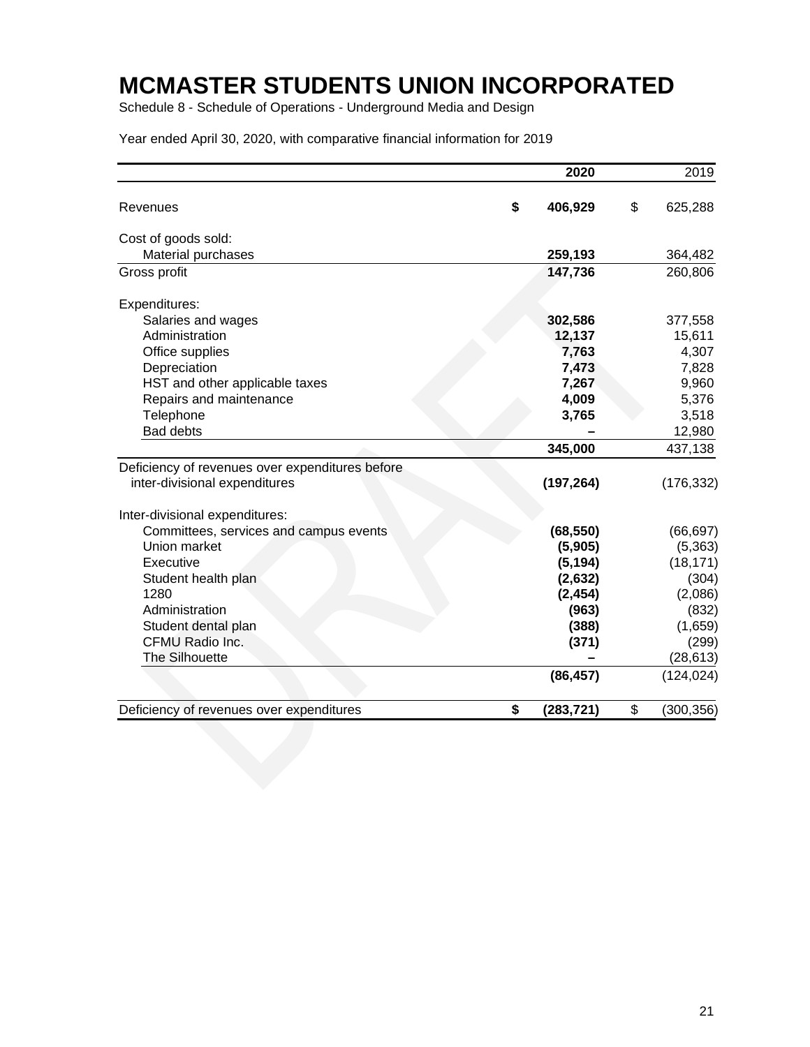# MCMASTER STUDENTS UNION INCORPORATED

Schedule 8 - Schedule of Operations - Underground Media and Design

Year ended April 30, 2020, with comparative financial information for 2019

| | 2020 | 2019 |
|---|---|---|
| Revenues | $ 406,929 | $ 625,288 |
| Cost of goods sold: | | |
| Material purchases | 259,193 | 364,482 |
| Gross profit | 147,736 | 260,806 |
| Expenditures: | | |
| Salaries and wages | 302,586 | 377,558 |
| Administration | 12,137 | 15,611 |
| Office supplies | 7,763 | 4,307 |
| Depreciation | 7,473 | 7,828 |
| HST and other applicable taxes | 7,267 | 9,960 |
| Repairs and maintenance | 4,009 | 5,376 |
| Telephone | 3,765 | 3,518 |
| Bad debts | – | 12,980 |
| | 345,000 | 437,138 |
| Deficiency of revenues over expenditures before inter-divisional expenditures | (197,264) | (176,332) |
| Inter-divisional expenditures: | | |
| Committees, services and campus events | (68,550) | (66,697) |
| Union market | (5,905) | (5,363) |
| Executive | (5,194) | (18,171) |
| Student health plan | (2,632) | (304) |
| 1280 | (2,454) | (2,086) |
| Administration | (963) | (832) |
| Student dental plan | (388) | (1,659) |
| CFMU Radio Inc. | (371) | (299) |
| The Silhouette | – | (28,613) |
| | (86,457) | (124,024) |
| Deficiency of revenues over expenditures | $ (283,721) | $ (300,356) |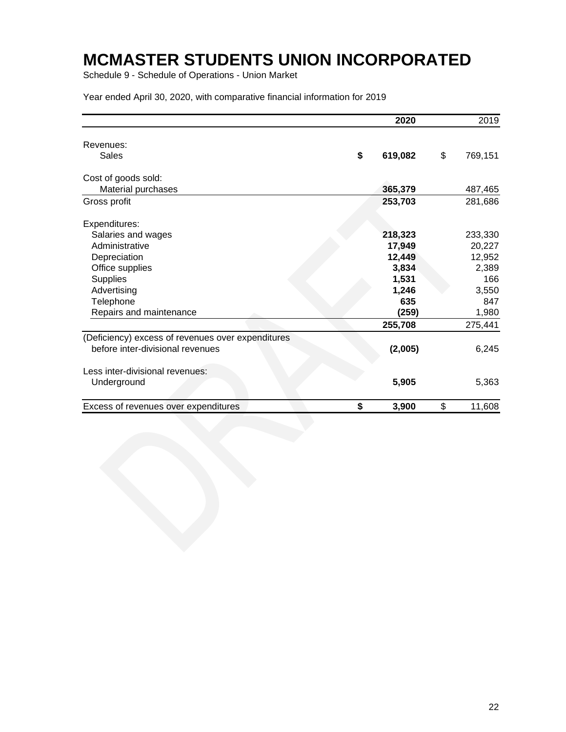# MCMASTER STUDENTS UNION INCORPORATED

Schedule 9 - Schedule of Operations - Union Market

Year ended April 30, 2020, with comparative financial information for 2019

| | 2020 | 2019 |
|---|---|---|
| Revenues: | | |
| Sales | $ 619,082 | $ 769,151 |
| Cost of goods sold: | | |
| Material purchases | 365,379 | 487,465 |
| Gross profit | 253,703 | 281,686 |
| Expenditures: | | |
| Salaries and wages | 218,323 | 233,330 |
| Administrative | 17,949 | 20,227 |
| Depreciation | 12,449 | 12,952 |
| Office supplies | 3,834 | 2,389 |
| Supplies | 1,531 | 166 |
| Advertising | 1,246 | 3,550 |
| Telephone | 635 | 847 |
| Repairs and maintenance | (259) | 1,980 |
| | 255,708 | 275,441 |
| (Deficiency) excess of revenues over expenditures before inter-divisional revenues | (2,005) | 6,245 |
| Less inter-divisional revenues: | | |
| Underground | 5,905 | 5,363 |
| Excess of revenues over expenditures | $ 3,900 | $ 11,608 |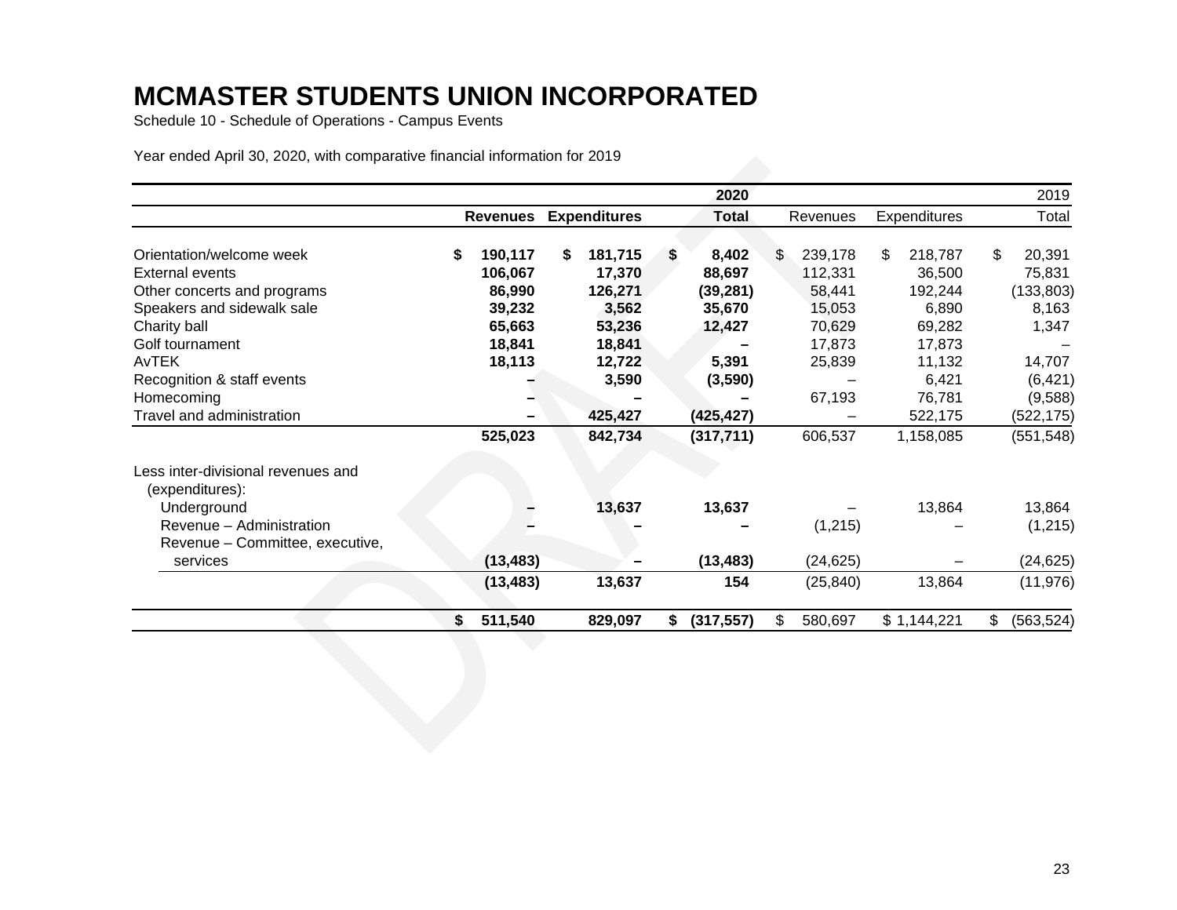# MCMASTER STUDENTS UNION INCORPORATED

Schedule 10 - Schedule of Operations - Campus Events

Year ended April 30, 2020, with comparative financial information for 2019

| | | | 2020 | | | 2019 |
|---|---|---|---|---|---|---|
| | **Revenues** | **Expenditures** | **Total** | Revenues | Expenditures | Total |
| Orientation/welcome week | **$ 190,117** | **$ 181,715** | **$ 8,402** | $ 239,178 | $ 218,787 | $ 20,391 |
| External events | **106,067** | **17,370** | **88,697** | 112,331 | 36,500 | 75,831 |
| Other concerts and programs | **86,990** | **126,271** | **(39,281)** | 58,441 | 192,244 | (133,803) |
| Speakers and sidewalk sale | **39,232** | **3,562** | **35,670** | 15,053 | 6,890 | 8,163 |
| Charity ball | **65,663** | **53,236** | **12,427** | 70,629 | 69,282 | 1,347 |
| Golf tournament | **18,841** | **18,841** | **–** | 17,873 | 17,873 | – |
| AvTEK | **18,113** | **12,722** | **5,391** | 25,839 | 11,132 | 14,707 |
| Recognition & staff events | **–** | **3,590** | **(3,590)** | – | 6,421 | (6,421) |
| Homecoming | **–** | **–** | **–** | 67,193 | 76,781 | (9,588) |
| Travel and administration | **–** | **425,427** | **(425,427)** | – | 522,175 | (522,175) |
| | **525,023** | **842,734** | **(317,711)** | 606,537 | 1,158,085 | (551,548) |
| Less inter-divisional revenues and (expenditures): | | | | | | |
| Underground | **–** | **13,637** | **13,637** | – | 13,864 | 13,864 |
| Revenue – Administration | **–** | **–** | **–** | (1,215) | – | (1,215) |
| Revenue – Committee, executive, services | **(13,483)** | **–** | **(13,483)** | (24,625) | – | (24,625) |
| | **(13,483)** | **13,637** | **154** | (25,840) | 13,864 | (11,976) |
| | **$ 511,540** | **829,097** | **$ (317,557)** | $ 580,697 | $ 1,144,221 | $ (563,524) |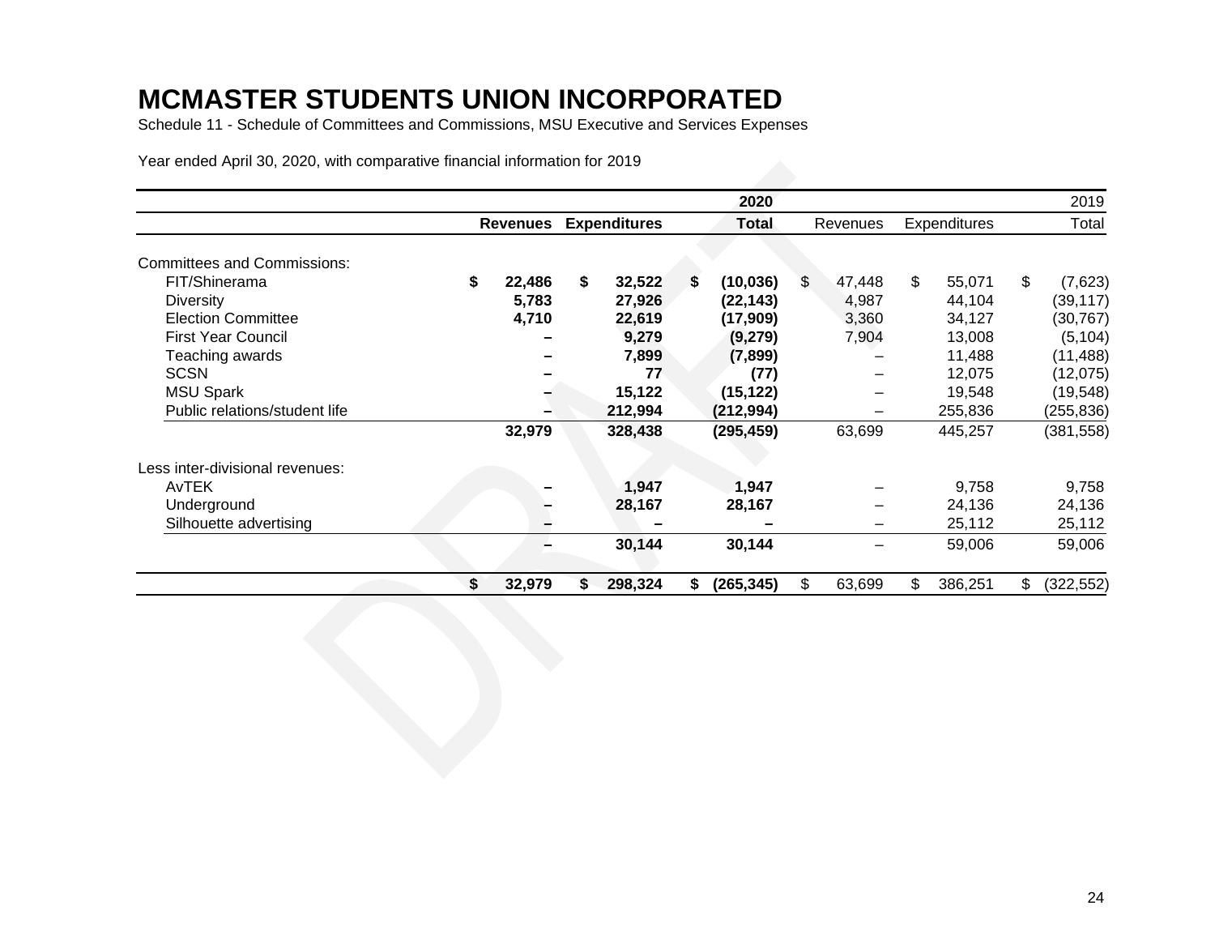# MCMASTER STUDENTS UNION INCORPORATED

Schedule 11 - Schedule of Committees and Commissions, MSU Executive and Services Expenses

Year ended April 30, 2020, with comparative financial information for 2019

| | 2020 | | | 2019 | | |
|---|---|---|---|---|---|---|
| | **Revenues** | **Expenditures** | **Total** | Revenues | Expenditures | Total |
| Committees and Commissions: | | | | | | |
| FIT/Shinerama | **$ 22,486** | **$ 32,522** | **$ (10,036)** | $ 47,448 | $ 55,071 | $ (7,623) |
| Diversity | **5,783** | **27,926** | **(22,143)** | 4,987 | 44,104 | (39,117) |
| Election Committee | **4,710** | **22,619** | **(17,909)** | 3,360 | 34,127 | (30,767) |
| First Year Council | **–** | **9,279** | **(9,279)** | 7,904 | 13,008 | (5,104) |
| Teaching awards | **–** | **7,899** | **(7,899)** | – | 11,488 | (11,488) |
| SCSN | **–** | **77** | **(77)** | – | 12,075 | (12,075) |
| MSU Spark | **–** | **15,122** | **(15,122)** | – | 19,548 | (19,548) |
| Public relations/student life | **–** | **212,994** | **(212,994)** | – | 255,836 | (255,836) |
| | **32,979** | **328,438** | **(295,459)** | 63,699 | 445,257 | (381,558) |
| Less inter-divisional revenues: | | | | | | |
| AvTEK | **–** | **1,947** | **1,947** | – | 9,758 | 9,758 |
| Underground | **–** | **28,167** | **28,167** | – | 24,136 | 24,136 |
| Silhouette advertising | **–** | **–** | **–** | – | 25,112 | 25,112 |
| | **–** | **30,144** | **30,144** | – | 59,006 | 59,006 |
| | **$ 32,979** | **$ 298,324** | **$ (265,345)** | $ 63,699 | $ 386,251 | $ (322,552) |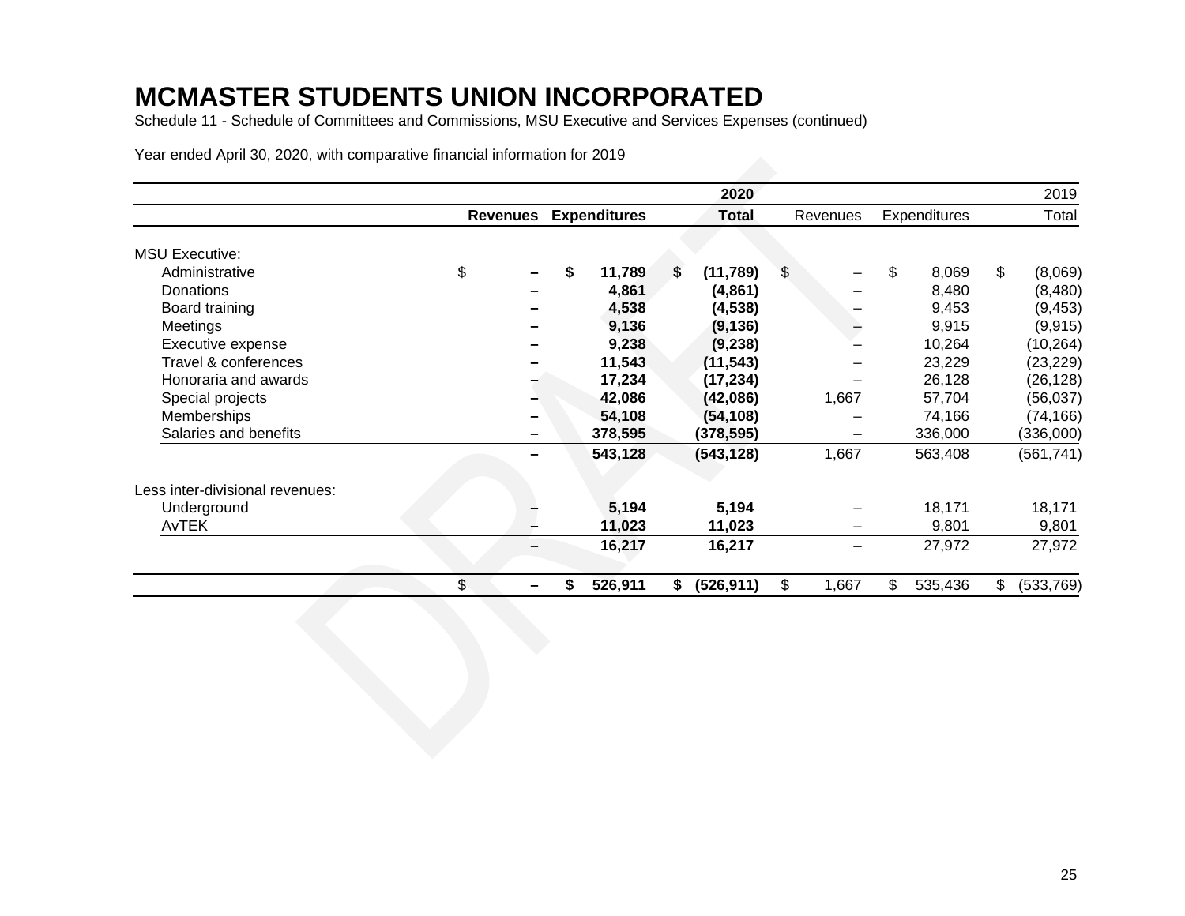# MCMASTER STUDENTS UNION INCORPORATED

Schedule 11 - Schedule of Committees and Commissions, MSU Executive and Services Expenses (continued)

Year ended April 30, 2020, with comparative financial information for 2019

| | | | 2020 | | | 2019 |
|---|---|---|---|---|---|---|
| | **Revenues** | **Expenditures** | **Total** | Revenues | Expenditures | Total |
| MSU Executive: | | | | | | |
| Administrative | $ – | **$ 11,789** | **$ (11,789)** | $ – | $ 8,069 | $ (8,069) |
| Donations | – | **4,861** | **(4,861)** | – | 8,480 | (8,480) |
| Board training | – | **4,538** | **(4,538)** | – | 9,453 | (9,453) |
| Meetings | – | **9,136** | **(9,136)** | – | 9,915 | (9,915) |
| Executive expense | – | **9,238** | **(9,238)** | – | 10,264 | (10,264) |
| Travel & conferences | – | **11,543** | **(11,543)** | – | 23,229 | (23,229) |
| Honoraria and awards | – | **17,234** | **(17,234)** | – | 26,128 | (26,128) |
| Special projects | – | **42,086** | **(42,086)** | 1,667 | 57,704 | (56,037) |
| Memberships | – | **54,108** | **(54,108)** | – | 74,166 | (74,166) |
| Salaries and benefits | – | **378,595** | **(378,595)** | – | 336,000 | (336,000) |
| | – | **543,128** | **(543,128)** | 1,667 | 563,408 | (561,741) |
| Less inter-divisional revenues: | | | | | | |
| Underground | – | **5,194** | **5,194** | – | 18,171 | 18,171 |
| AvTEK | – | **11,023** | **11,023** | – | 9,801 | 9,801 |
| | – | **16,217** | **16,217** | – | 27,972 | 27,972 |
| | $ – | **$ 526,911** | **$ (526,911)** | $ 1,667 | $ 535,436 | $ (533,769) |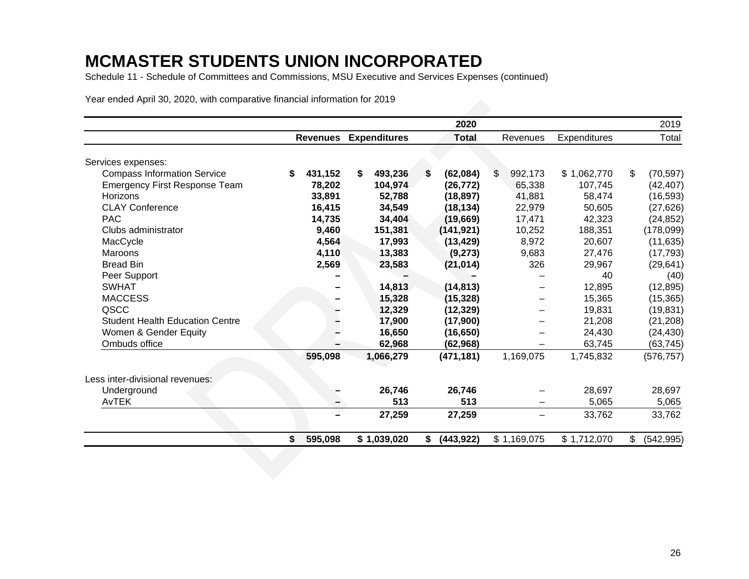# MCMASTER STUDENTS UNION INCORPORATED

Schedule 11 - Schedule of Committees and Commissions, MSU Executive and Services Expenses (continued)

Year ended April 30, 2020, with comparative financial information for 2019

| | 2020 | | | 2019 | | |
|---|---|---|---|---|---|---|
| | **Revenues** | **Expenditures** | **Total** | Revenues | Expenditures | Total |
| Services expenses: | | | | | | |
| Compass Information Service | **$ 431,152** | **$ 493,236** | **$ (62,084)** | $ 992,173 | $ 1,062,770 | $ (70,597) |
| Emergency First Response Team | **78,202** | **104,974** | **(26,772)** | 65,338 | 107,745 | (42,407) |
| Horizons | **33,891** | **52,788** | **(18,897)** | 41,881 | 58,474 | (16,593) |
| CLAY Conference | **16,415** | **34,549** | **(18,134)** | 22,979 | 50,605 | (27,626) |
| PAC | **14,735** | **34,404** | **(19,669)** | 17,471 | 42,323 | (24,852) |
| Clubs administrator | **9,460** | **151,381** | **(141,921)** | 10,252 | 188,351 | (178,099) |
| MacCycle | **4,564** | **17,993** | **(13,429)** | 8,972 | 20,607 | (11,635) |
| Maroons | **4,110** | **13,383** | **(9,273)** | 9,683 | 27,476 | (17,793) |
| Bread Bin | **2,569** | **23,583** | **(21,014)** | 326 | 29,967 | (29,641) |
| Peer Support | **–** | **–** | **–** | – | 40 | (40) |
| SWHAT | **–** | **14,813** | **(14,813)** | – | 12,895 | (12,895) |
| MACCESS | **–** | **15,328** | **(15,328)** | – | 15,365 | (15,365) |
| QSCC | **–** | **12,329** | **(12,329)** | – | 19,831 | (19,831) |
| Student Health Education Centre | **–** | **17,900** | **(17,900)** | – | 21,208 | (21,208) |
| Women & Gender Equity | **–** | **16,650** | **(16,650)** | – | 24,430 | (24,430) |
| Ombuds office | **–** | **62,968** | **(62,968)** | – | 63,745 | (63,745) |
| | **595,098** | **1,066,279** | **(471,181)** | 1,169,075 | 1,745,832 | (576,757) |
| Less inter-divisional revenues: | | | | | | |
| Underground | **–** | **26,746** | **26,746** | – | 28,697 | 28,697 |
| AvTEK | **–** | **513** | **513** | – | 5,065 | 5,065 |
| | **–** | **27,259** | **27,259** | – | 33,762 | 33,762 |
| | **$ 595,098** | **$ 1,039,020** | **$ (443,922)** | $ 1,169,075 | $ 1,712,070 | $ (542,995) |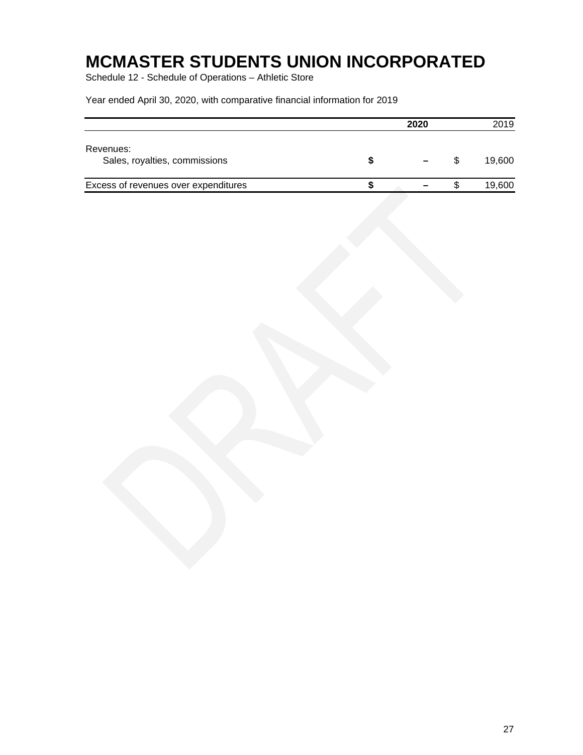# MCMASTER STUDENTS UNION INCORPORATED

Schedule 12 - Schedule of Operations – Athletic Store

Year ended April 30, 2020, with comparative financial information for 2019

| | **2020** | 2019 |
|---|---|---|
| Revenues: | | |
| Sales, royalties, commissions | **$ –** | $ 19,600 |
| Excess of revenues over expenditures | **$ –** | $ 19,600 |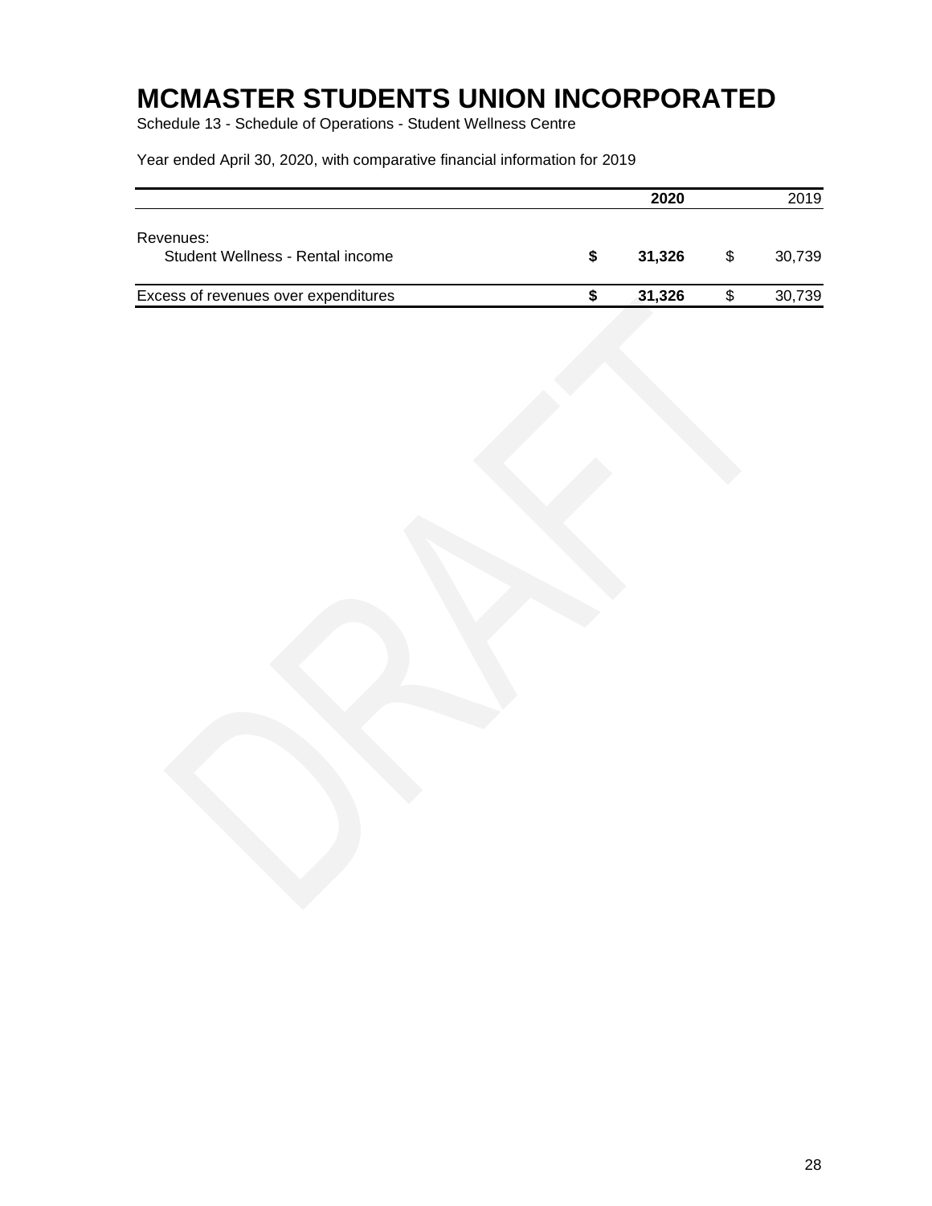# MCMASTER STUDENTS UNION INCORPORATED

Schedule 13 - Schedule of Operations - Student Wellness Centre

Year ended April 30, 2020, with comparative financial information for 2019

| | 2020 | 2019 |
|---|---|---|
| Revenues: | | |
| Student Wellness - Rental income | **$ 31,326** | $ 30,739 |
| Excess of revenues over expenditures | **$ 31,326** | $ 30,739 |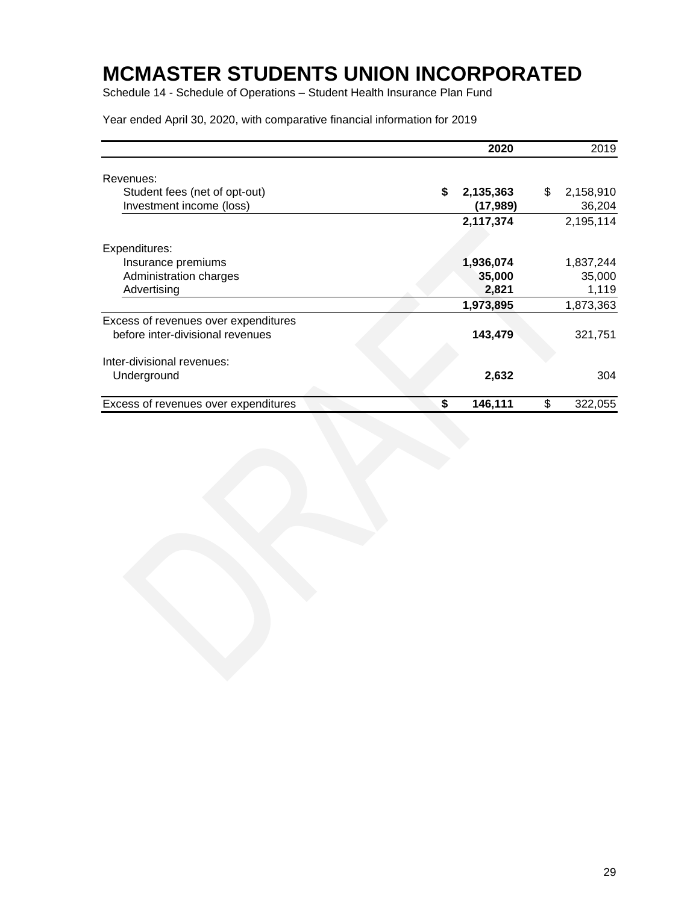# MCMASTER STUDENTS UNION INCORPORATED

Schedule 14 - Schedule of Operations – Student Health Insurance Plan Fund

Year ended April 30, 2020, with comparative financial information for 2019

| | 2020 | 2019 |
|---|---|---|
| Revenues: | | |
| Student fees (net of opt-out) | $ 2,135,363 | $ 2,158,910 |
| Investment income (loss) | (17,989) | 36,204 |
| | 2,117,374 | 2,195,114 |
| Expenditures: | | |
| Insurance premiums | 1,936,074 | 1,837,244 |
| Administration charges | 35,000 | 35,000 |
| Advertising | 2,821 | 1,119 |
| | 1,973,895 | 1,873,363 |
| Excess of revenues over expenditures before inter-divisional revenues | 143,479 | 321,751 |
| Inter-divisional revenues: | | |
| Underground | 2,632 | 304 |
| Excess of revenues over expenditures | $ 146,111 | $ 322,055 |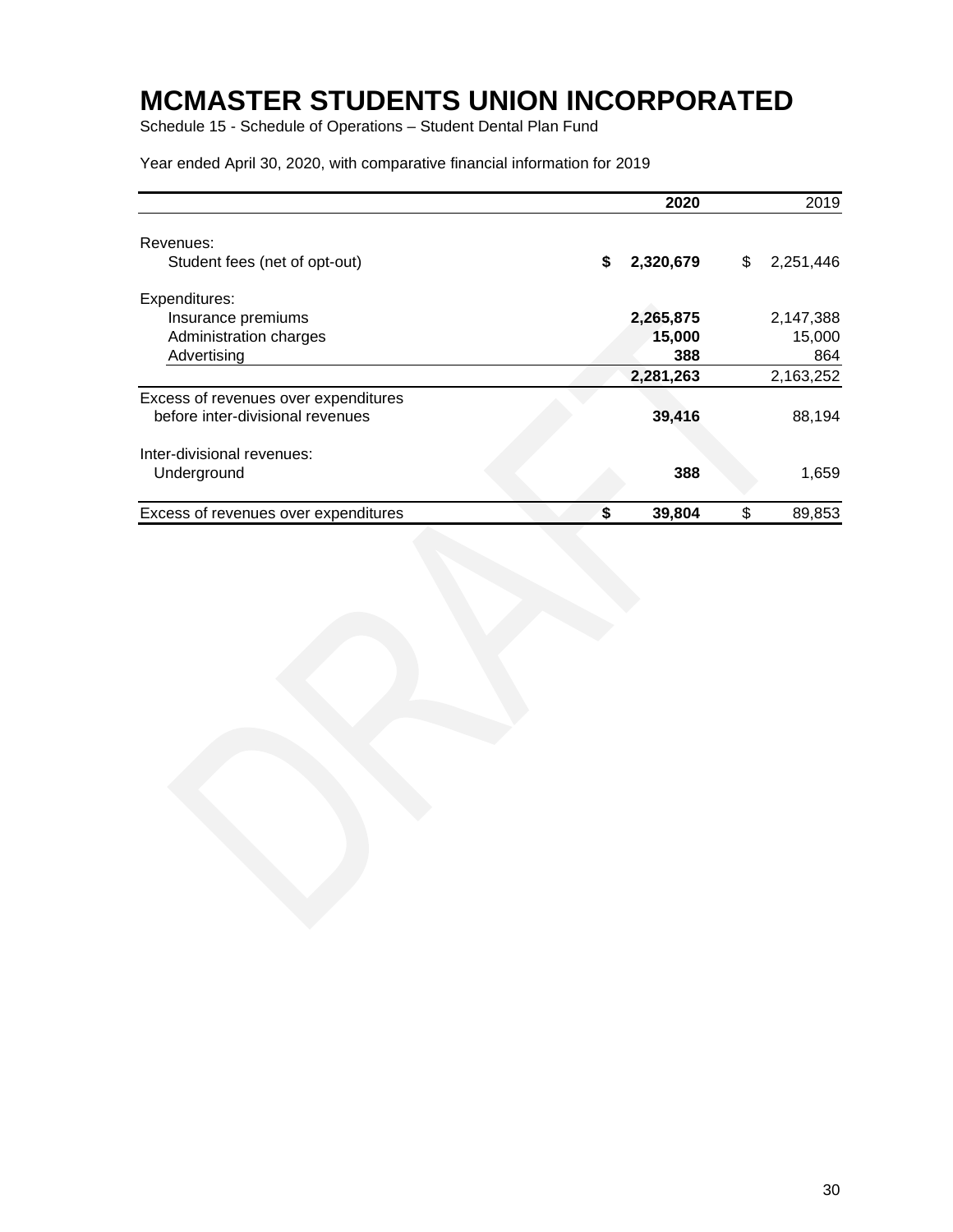# MCMASTER STUDENTS UNION INCORPORATED

Schedule 15 - Schedule of Operations – Student Dental Plan Fund

Year ended April 30, 2020, with comparative financial information for 2019

| | 2020 | 2019 |
|---|---|---|
| Revenues: | | |
| Student fees (net of opt-out) | **$ 2,320,679** | $ 2,251,446 |
| Expenditures: | | |
| Insurance premiums | **2,265,875** | 2,147,388 |
| Administration charges | **15,000** | 15,000 |
| Advertising | **388** | 864 |
| | **2,281,263** | 2,163,252 |
| Excess of revenues over expenditures before inter-divisional revenues | **39,416** | 88,194 |
| Inter-divisional revenues: | | |
| Underground | **388** | 1,659 |
| Excess of revenues over expenditures | **$ 39,804** | $ 89,853 |